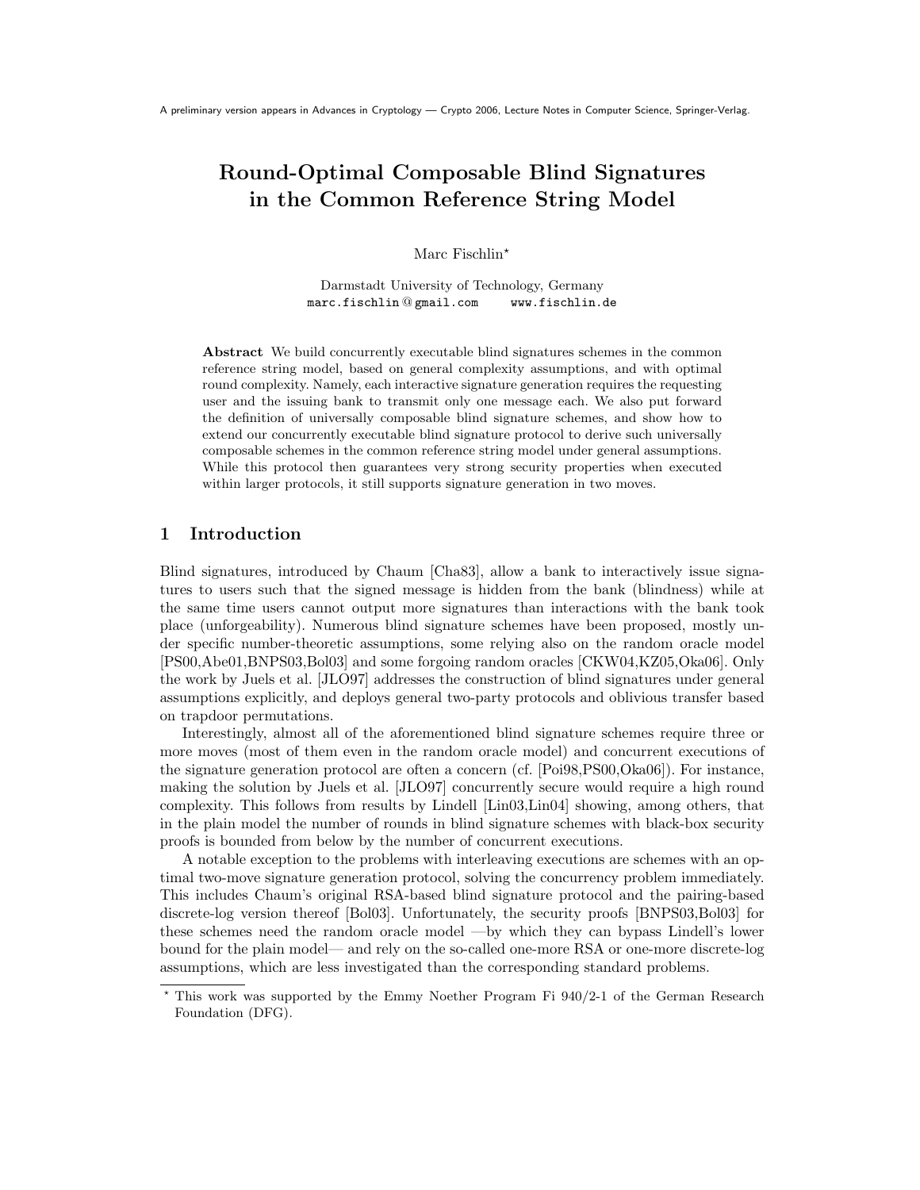A preliminary version appears in Advances in Cryptology — Crypto 2006, Lecture Notes in Computer Science, Springer-Verlag.

# Round-Optimal Composable Blind Signatures in the Common Reference String Model

Marc Fischlin*

Darmstadt University of Technology, Germany
marc.fischlin@gmail.com    www.fischlin.de

**Abstract** We build concurrently executable blind signatures schemes in the common reference string model, based on general complexity assumptions, and with optimal round complexity. Namely, each interactive signature generation requires the requesting user and the issuing bank to transmit only one message each. We also put forward the definition of universally composable blind signature schemes, and show how to extend our concurrently executable blind signature protocol to derive such universally composable schemes in the common reference string model under general assumptions. While this protocol then guarantees very strong security properties when executed within larger protocols, it still supports signature generation in two moves.

## 1 Introduction

Blind signatures, introduced by Chaum [Cha83], allow a bank to interactively issue signatures to users such that the signed message is hidden from the bank (blindness) while at the same time users cannot output more signatures than interactions with the bank took place (unforgeability). Numerous blind signature schemes have been proposed, mostly under specific number-theoretic assumptions, some relying also on the random oracle model [PS00,Abe01,BNPS03,Bol03] and some forgoing random oracles [CKW04,KZ05,Oka06]. Only the work by Juels et al. [JLO97] addresses the construction of blind signatures under general assumptions explicitly, and deploys general two-party protocols and oblivious transfer based on trapdoor permutations.

Interestingly, almost all of the aforementioned blind signature schemes require three or more moves (most of them even in the random oracle model) and concurrent executions of the signature generation protocol are often a concern (cf. [Poi98,PS00,Oka06]). For instance, making the solution by Juels et al. [JLO97] concurrently secure would require a high round complexity. This follows from results by Lindell [Lin03,Lin04] showing, among others, that in the plain model the number of rounds in blind signature schemes with black-box security proofs is bounded from below by the number of concurrent executions.

A notable exception to the problems with interleaving executions are schemes with an optimal two-move signature generation protocol, solving the concurrency problem immediately. This includes Chaum's original RSA-based blind signature protocol and the pairing-based discrete-log version thereof [Bol03]. Unfortunately, the security proofs [BNPS03,Bol03] for these schemes need the random oracle model —by which they can bypass Lindell's lower bound for the plain model— and rely on the so-called one-more RSA or one-more discrete-log assumptions, which are less investigated than the corresponding standard problems.

* This work was supported by the Emmy Noether Program Fi 940/2-1 of the German Research Foundation (DFG).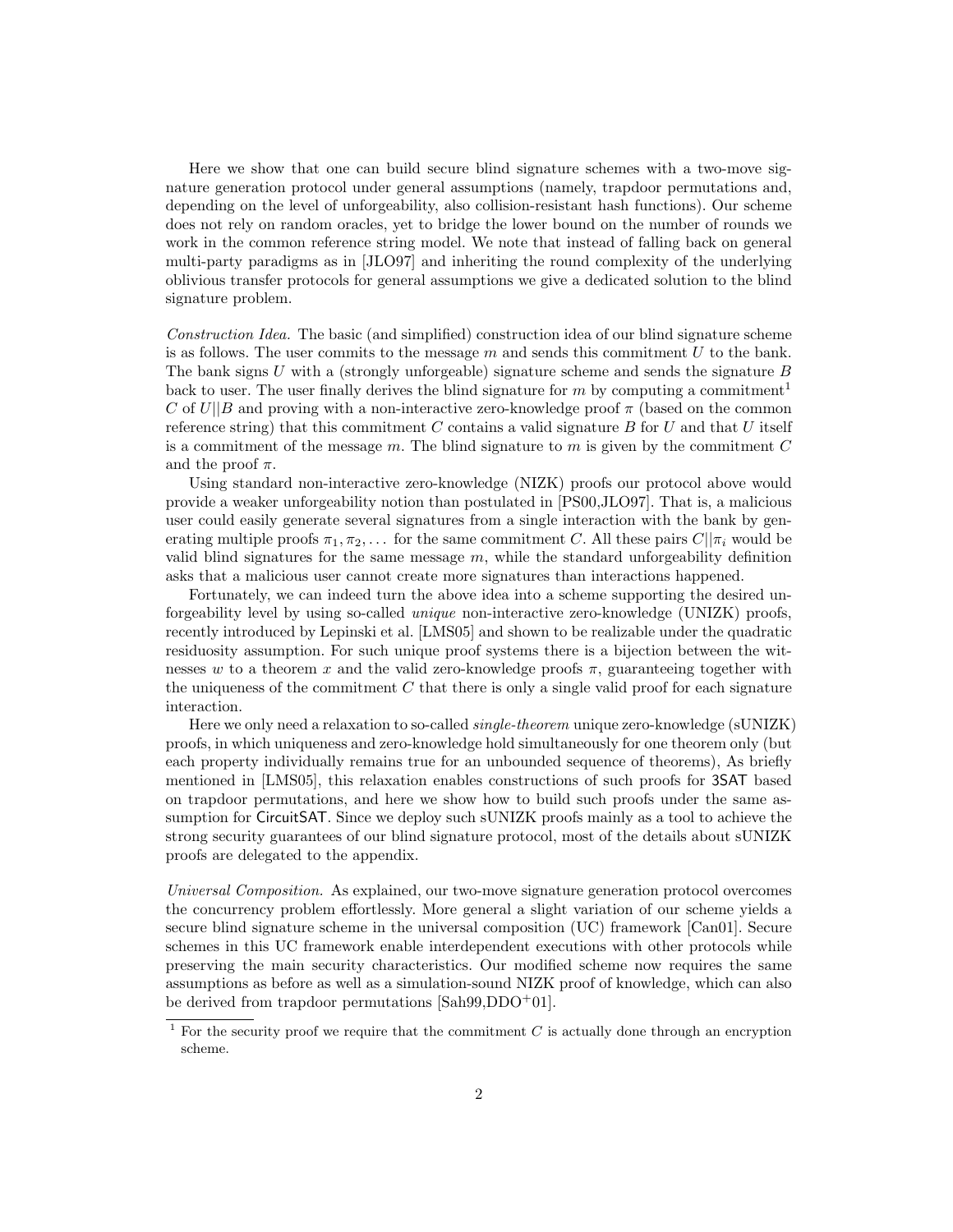Here we show that one can build secure blind signature schemes with a two-move signature generation protocol under general assumptions (namely, trapdoor permutations and, depending on the level of unforgeability, also collision-resistant hash functions). Our scheme does not rely on random oracles, yet to bridge the lower bound on the number of rounds we work in the common reference string model. We note that instead of falling back on general multi-party paradigms as in [JLO97] and inheriting the round complexity of the underlying oblivious transfer protocols for general assumptions we give a dedicated solution to the blind signature problem.

*Construction Idea.* The basic (and simplified) construction idea of our blind signature scheme is as follows. The user commits to the message $m$ and sends this commitment $U$ to the bank. The bank signs $U$ with a (strongly unforgeable) signature scheme and sends the signature $B$ back to user. The user finally derives the blind signature for $m$ by computing a commitment[1] $C$ of $U||B$ and proving with a non-interactive zero-knowledge proof $\pi$ (based on the common reference string) that this commitment $C$ contains a valid signature $B$ for $U$ and that $U$ itself is a commitment of the message $m$. The blind signature to $m$ is given by the commitment $C$ and the proof $\pi$.

Using standard non-interactive zero-knowledge (NIZK) proofs our protocol above would provide a weaker unforgeability notion than postulated in [PS00,JLO97]. That is, a malicious user could easily generate several signatures from a single interaction with the bank by generating multiple proofs $\pi_1, \pi_2, \ldots$ for the same commitment $C$. All these pairs $C||\pi_i$ would be valid blind signatures for the same message $m$, while the standard unforgeability definition asks that a malicious user cannot create more signatures than interactions happened.

Fortunately, we can indeed turn the above idea into a scheme supporting the desired unforgeability level by using so-called *unique* non-interactive zero-knowledge (UNIZK) proofs, recently introduced by Lepinski et al. [LMS05] and shown to be realizable under the quadratic residuosity assumption. For such unique proof systems there is a bijection between the witnesses $w$ to a theorem $x$ and the valid zero-knowledge proofs $\pi$, guaranteeing together with the uniqueness of the commitment $C$ that there is only a single valid proof for each signature interaction.

Here we only need a relaxation to so-called *single-theorem* unique zero-knowledge (sUNIZK) proofs, in which uniqueness and zero-knowledge hold simultaneously for one theorem only (but each property individually remains true for an unbounded sequence of theorems), As briefly mentioned in [LMS05], this relaxation enables constructions of such proofs for 3SAT based on trapdoor permutations, and here we show how to build such proofs under the same assumption for CircuitSAT. Since we deploy such sUNIZK proofs mainly as a tool to achieve the strong security guarantees of our blind signature protocol, most of the details about sUNIZK proofs are delegated to the appendix.

*Universal Composition.* As explained, our two-move signature generation protocol overcomes the concurrency problem effortlessly. More general a slight variation of our scheme yields a secure blind signature scheme in the universal composition (UC) framework [Can01]. Secure schemes in this UC framework enable interdependent executions with other protocols while preserving the main security characteristics. Our modified scheme now requires the same assumptions as before as well as a simulation-sound NIZK proof of knowledge, which can also be derived from trapdoor permutations [Sah99,DDO+01].

[1] For the security proof we require that the commitment $C$ is actually done through an encryption scheme.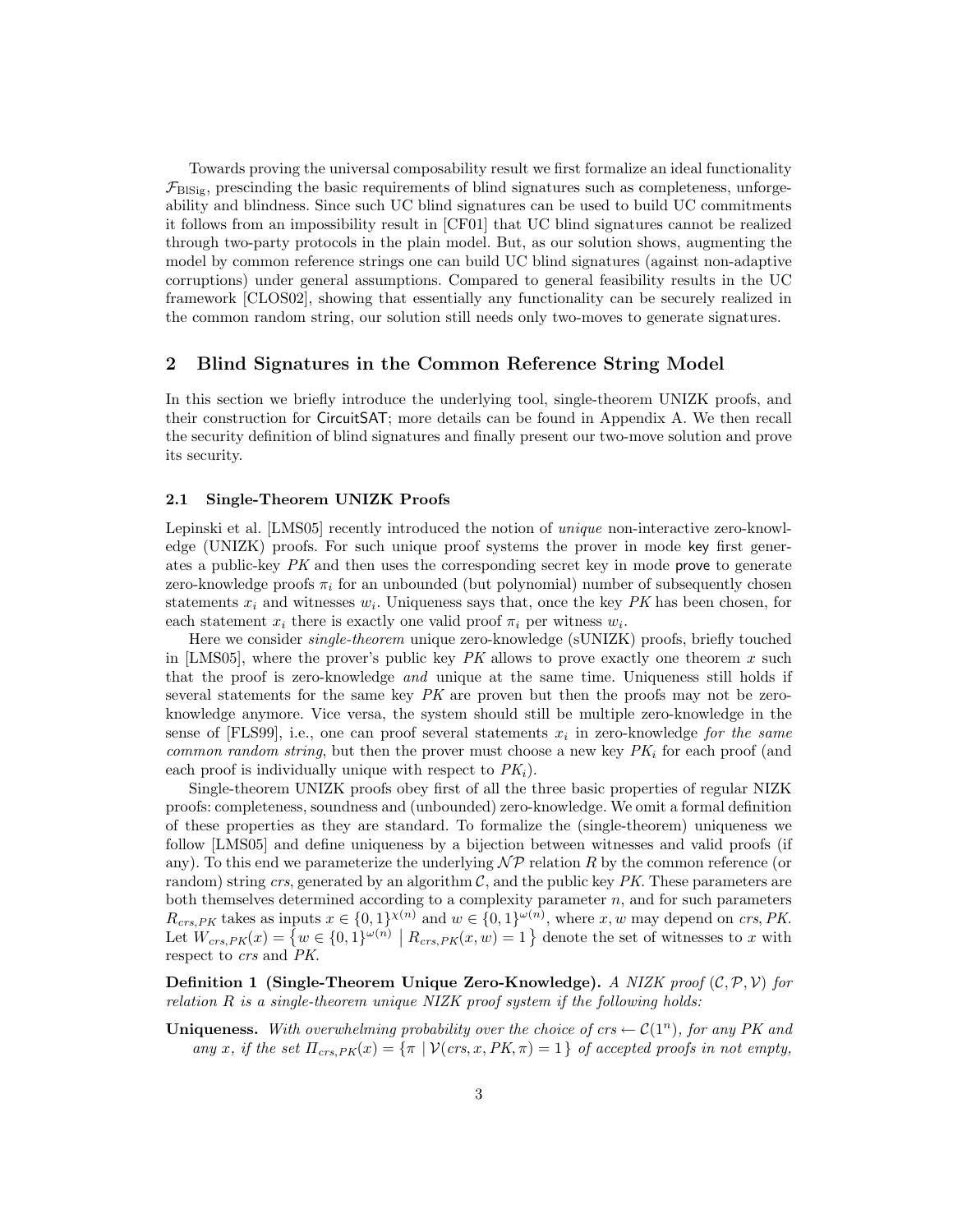Towards proving the universal composability result we first formalize an ideal functionality $\mathcal{F}_{\text{BlSig}}$, prescinding the basic requirements of blind signatures such as completeness, unforgeability and blindness. Since such UC blind signatures can be used to build UC commitments it follows from an impossibility result in [CF01] that UC blind signatures cannot be realized through two-party protocols in the plain model. But, as our solution shows, augmenting the model by common reference strings one can build UC blind signatures (against non-adaptive corruptions) under general assumptions. Compared to general feasibility results in the UC framework [CLOS02], showing that essentially any functionality can be securely realized in the common random string, our solution still needs only two-moves to generate signatures.

## 2 Blind Signatures in the Common Reference String Model

In this section we briefly introduce the underlying tool, single-theorem UNIZK proofs, and their construction for $\mathsf{CircuitSAT}$; more details can be found in Appendix A. We then recall the security definition of blind signatures and finally present our two-move solution and prove its security.

### 2.1 Single-Theorem UNIZK Proofs

Lepinski et al. [LMS05] recently introduced the notion of *unique* non-interactive zero-knowledge (UNIZK) proofs. For such unique proof systems the prover in mode $\mathsf{key}$ first generates a public-key $PK$ and then uses the corresponding secret key in mode $\mathsf{prove}$ to generate zero-knowledge proofs $\pi_i$ for an unbounded (but polynomial) number of subsequently chosen statements $x_i$ and witnesses $w_i$. Uniqueness says that, once the key $PK$ has been chosen, for each statement $x_i$ there is exactly one valid proof $\pi_i$ per witness $w_i$.

Here we consider *single-theorem* unique zero-knowledge (sUNIZK) proofs, briefly touched in [LMS05], where the prover's public key $PK$ allows to prove exactly one theorem $x$ such that the proof is zero-knowledge *and* unique at the same time. Uniqueness still holds if several statements for the same key $PK$ are proven but then the proofs may not be zero-knowledge anymore. Vice versa, the system should still be multiple zero-knowledge in the sense of [FLS99], i.e., one can proof several statements $x_i$ in zero-knowledge *for the same common random string*, but then the prover must choose a new key $PK_i$ for each proof (and each proof is individually unique with respect to $PK_i$).

Single-theorem UNIZK proofs obey first of all the three basic properties of regular NIZK proofs: completeness, soundness and (unbounded) zero-knowledge. We omit a formal definition of these properties as they are standard. To formalize the (single-theorem) uniqueness we follow [LMS05] and define uniqueness by a bijection between witnesses and valid proofs (if any). To this end we parameterize the underlying $\mathcal{NP}$ relation $R$ by the common reference (or random) string $crs$, generated by an algorithm $\mathcal{C}$, and the public key $PK$. These parameters are both themselves determined according to a complexity parameter $n$, and for such parameters $R_{crs,PK}$ takes as inputs $x \in \{0,1\}^{\chi(n)}$ and $w \in \{0,1\}^{\omega(n)}$, where $x, w$ may depend on $crs, PK$. Let $W_{crs,PK}(x) = \{ w \in \{0,1\}^{\omega(n)} \mid R_{crs,PK}(x,w) = 1 \}$ denote the set of witnesses to $x$ with respect to $crs$ and $PK$.

**Definition 1 (Single-Theorem Unique Zero-Knowledge).** *A NIZK proof $(\mathcal{C}, \mathcal{P}, \mathcal{V})$ for relation $R$ is a single-theorem unique NIZK proof system if the following holds:*

**Uniqueness.** *With overwhelming probability over the choice of $crs \leftarrow \mathcal{C}(1^n)$, for any $PK$ and any $x$, if the set $\Pi_{crs,PK}(x) = \{ \pi \mid \mathcal{V}(crs, x, PK, \pi) = 1 \}$ of accepted proofs in not empty,*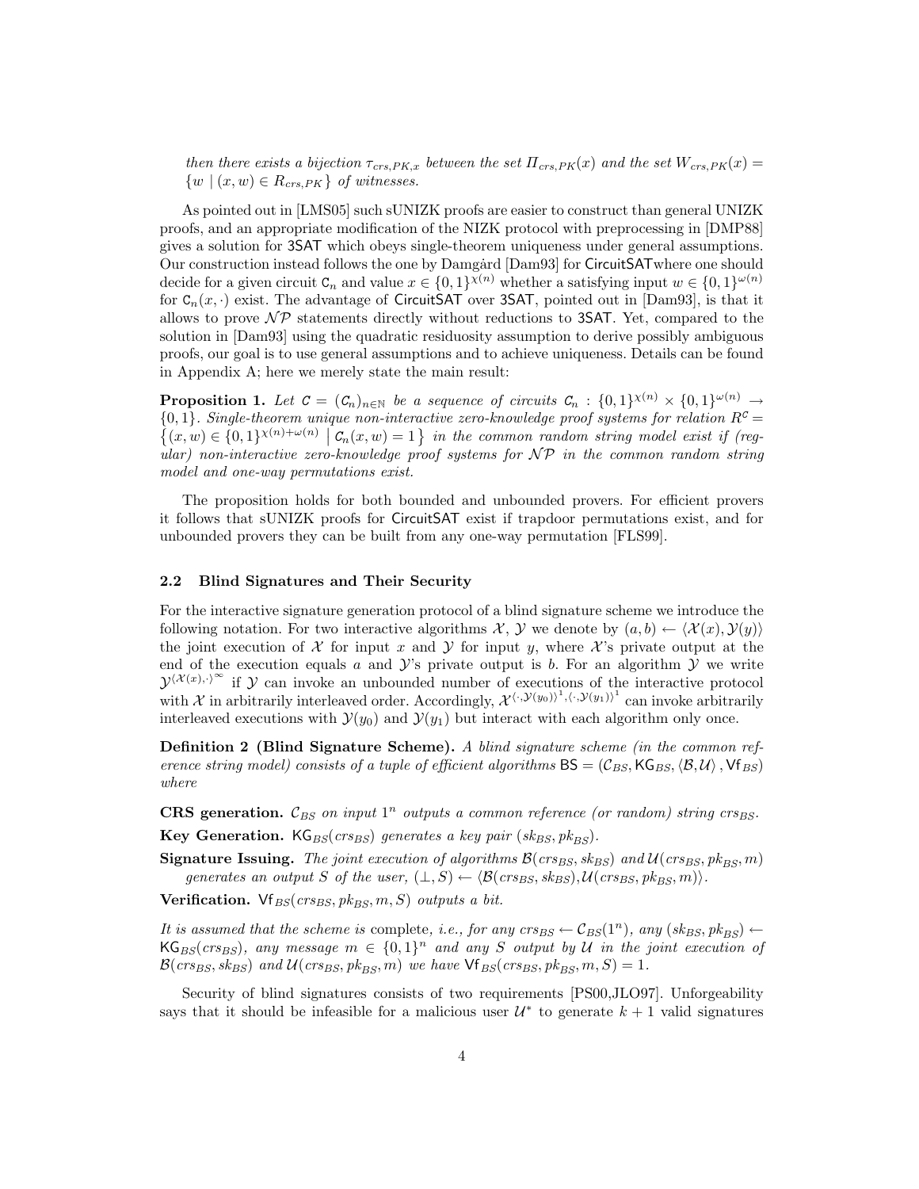*then there exists a bijection $\tau_{crs,PK,x}$ between the set $\Pi_{crs,PK}(x)$ and the set $W_{crs,PK}(x) = \{w \mid (x,w) \in R_{crs,PK}\}$ of witnesses.*

As pointed out in [LMS05] such sUNIZK proofs are easier to construct than general UNIZK proofs, and an appropriate modification of the NIZK protocol with preprocessing in [DMP88] gives a solution for 3SAT which obeys single-theorem uniqueness under general assumptions. Our construction instead follows the one by Damgård [Dam93] for CircuitSATwhere one should decide for a given circuit $\mathsf{C}_n$ and value $x \in \{0,1\}^{\chi(n)}$ whether a satisfying input $w \in \{0,1\}^{\omega(n)}$ for $\mathsf{C}_n(x,\cdot)$ exist. The advantage of CircuitSAT over 3SAT, pointed out in [Dam93], is that it allows to prove $\mathcal{NP}$ statements directly without reductions to 3SAT. Yet, compared to the solution in [Dam93] using the quadratic residuosity assumption to derive possibly ambiguous proofs, our goal is to use general assumptions and to achieve uniqueness. Details can be found in Appendix A; here we merely state the main result:

**Proposition 1.** *Let $\mathcal{C} = (\mathcal{C}_n)_{n\in\mathbb{N}}$ be a sequence of circuits $\mathcal{C}_n : \{0,1\}^{\chi(n)} \times \{0,1\}^{\omega(n)} \to \{0,1\}$. Single-theorem unique non-interactive zero-knowledge proof systems for relation $R^{\mathcal{C}} = \{(x,w) \in \{0,1\}^{\chi(n)+\omega(n)} \mid \mathcal{C}_n(x,w) = 1\}$ in the common random string model exist if (regular) non-interactive zero-knowledge proof systems for $\mathcal{NP}$ in the common random string model and one-way permutations exist.*

The proposition holds for both bounded and unbounded provers. For efficient provers it follows that sUNIZK proofs for CircuitSAT exist if trapdoor permutations exist, and for unbounded provers they can be built from any one-way permutation [FLS99].

### 2.2 Blind Signatures and Their Security

For the interactive signature generation protocol of a blind signature scheme we introduce the following notation. For two interactive algorithms $\mathcal{X}$, $\mathcal{Y}$ we denote by $(a,b) \leftarrow \langle \mathcal{X}(x), \mathcal{Y}(y)\rangle$ the joint execution of $\mathcal{X}$ for input $x$ and $\mathcal{Y}$ for input $y$, where $\mathcal{X}$'s private output at the end of the execution equals $a$ and $\mathcal{Y}$'s private output is $b$. For an algorithm $\mathcal{Y}$ we write $\mathcal{Y}^{\langle \mathcal{X}(x),\cdot\rangle^\infty}$ if $\mathcal{Y}$ can invoke an unbounded number of executions of the interactive protocol with $\mathcal{X}$ in arbitrarily interleaved order. Accordingly, $\mathcal{X}^{\langle\cdot,\mathcal{Y}(y_0)\rangle^1,\langle\cdot,\mathcal{Y}(y_1)\rangle^1}$ can invoke arbitrarily interleaved executions with $\mathcal{Y}(y_0)$ and $\mathcal{Y}(y_1)$ but interact with each algorithm only once.

**Definition 2 (Blind Signature Scheme).** *A blind signature scheme (in the common reference string model) consists of a tuple of efficient algorithms $\mathsf{BS} = (\mathcal{C}_{BS}, \mathsf{KG}_{BS}, \langle\mathcal{B},\mathcal{U}\rangle, \mathsf{Vf}_{BS})$ where*

**CRS generation.** *$\mathcal{C}_{BS}$ on input $1^n$ outputs a common reference (or random) string $crs_{BS}$.*

**Key Generation.** *$\mathsf{KG}_{BS}(crs_{BS})$ generates a key pair $(sk_{BS}, pk_{BS})$.*

**Signature Issuing.** *The joint execution of algorithms $\mathcal{B}(crs_{BS}, sk_{BS})$ and $\mathcal{U}(crs_{BS}, pk_{BS}, m)$ generates an output $S$ of the user, $(\bot, S) \leftarrow \langle\mathcal{B}(crs_{BS}, sk_{BS}), \mathcal{U}(crs_{BS}, pk_{BS}, m)\rangle$.*

**Verification.** *$\mathsf{Vf}_{BS}(crs_{BS}, pk_{BS}, m, S)$ outputs a bit.*

*It is assumed that the scheme is* complete*, i.e., for any $crs_{BS} \leftarrow \mathcal{C}_{BS}(1^n)$, any $(sk_{BS}, pk_{BS}) \leftarrow \mathsf{KG}_{BS}(crs_{BS})$, any message $m \in \{0,1\}^n$ and any $S$ output by $\mathcal{U}$ in the joint execution of $\mathcal{B}(crs_{BS}, sk_{BS})$ and $\mathcal{U}(crs_{BS}, pk_{BS}, m)$ we have $\mathsf{Vf}_{BS}(crs_{BS}, pk_{BS}, m, S) = 1$.*

Security of blind signatures consists of two requirements [PS00,JLO97]. Unforgeability says that it should be infeasible for a malicious user $\mathcal{U}^*$ to generate $k+1$ valid signatures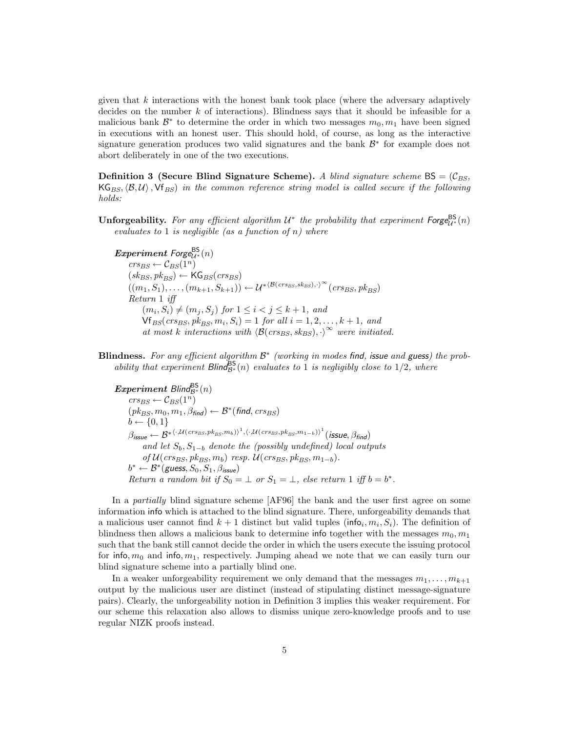given that $k$ interactions with the honest bank took place (where the adversary adaptively decides on the number $k$ of interactions). Blindness says that it should be infeasible for a malicious bank $\mathcal{B}^*$ to determine the order in which two messages $m_0, m_1$ have been signed in executions with an honest user. This should hold, of course, as long as the interactive signature generation produces two valid signatures and the bank $\mathcal{B}^*$ for example does not abort deliberately in one of the two executions.

**Definition 3 (Secure Blind Signature Scheme).** *A blind signature scheme $\mathsf{BS} = (\mathcal{C}_{BS}, \mathsf{KG}_{BS}, \langle\mathcal{B},\mathcal{U}\rangle, \mathsf{Vf}_{BS})$ in the common reference string model is called secure if the following holds:*

**Unforgeability.** *For any efficient algorithm $\mathcal{U}^*$ the probability that experiment $\mathsf{Forge}^{\mathsf{BS}}_{\mathcal{U}^*}(n)$ evaluates to 1 is negligible (as a function of $n$) where*

> ***Experiment*** $\mathsf{Forge}^{\mathsf{BS}}_{\mathcal{U}^*}(n)$
> $crs_{BS} \leftarrow \mathcal{C}_{BS}(1^n)$
> $(sk_{BS}, pk_{BS}) \leftarrow \mathsf{KG}_{BS}(crs_{BS})$
> $((m_1, S_1), \ldots, (m_{k+1}, S_{k+1})) \leftarrow \mathcal{U}^{*\langle\mathcal{B}(crs_{BS}, sk_{BS}),\cdot\rangle^\infty}(crs_{BS}, pk_{BS})$
> *Return* 1 *iff*
> $(m_i, S_i) \neq (m_j, S_j)$ *for* $1 \leq i < j \leq k+1$, *and*
> $\mathsf{Vf}_{BS}(crs_{BS}, pk_{BS}, m_i, S_i) = 1$ *for all* $i = 1, 2, \ldots, k+1$, *and*
> *at most $k$ interactions with* $\langle\mathcal{B}(crs_{BS}, sk_{BS}), \cdot\rangle^\infty$ *were initiated.*

**Blindness.** *For any efficient algorithm $\mathcal{B}^*$ (working in modes* find*,* issue *and* guess*) the probability that experiment $\mathsf{Blind}^{\mathsf{BS}}_{\mathcal{B}^*}(n)$ evaluates to 1 is negligibly close to $1/2$, where*

> ***Experiment*** $\mathsf{Blind}^{\mathsf{BS}}_{\mathcal{B}^*}(n)$
> $crs_{BS} \leftarrow \mathcal{C}_{BS}(1^n)$
> $(pk_{BS}, m_0, m_1, \beta_{\mathit{find}}) \leftarrow \mathcal{B}^*(\mathit{find}, crs_{BS})$
> $b \leftarrow \{0, 1\}$
> $\beta_{\mathit{issue}} \leftarrow \mathcal{B}^{*\langle\cdot,\mathcal{U}(crs_{BS}, pk_{BS}, m_b)\rangle^1, \langle\cdot,\mathcal{U}(crs_{BS}, pk_{BS}, m_{1-b})\rangle^1}(\mathit{issue}, \beta_{\mathit{find}})$
> *and let $S_b, S_{1-b}$ denote the (possibly undefined) local outputs of* $\mathcal{U}(crs_{BS}, pk_{BS}, m_b)$ *resp.* $\mathcal{U}(crs_{BS}, pk_{BS}, m_{1-b})$.
> $b^* \leftarrow \mathcal{B}^*(\mathit{guess}, S_0, S_1, \beta_{\mathit{issue}})$
> *Return a random bit if $S_0 = \perp$ or $S_1 = \perp$, else return 1 iff $b = b^*$.*

In a *partially* blind signature scheme [AF96] the bank and the user first agree on some information info which is attached to the blind signature. There, unforgeability demands that a malicious user cannot find $k+1$ distinct but valid tuples $(\mathsf{info}_i, m_i, S_i)$. The definition of blindness then allows a malicious bank to determine info together with the messages $m_0, m_1$ such that the bank still cannot decide the order in which the users execute the issuing protocol for $\mathsf{info}, m_0$ and $\mathsf{info}, m_1$, respectively. Jumping ahead we note that we can easily turn our blind signature scheme into a partially blind one.

In a weaker unforgeability requirement we only demand that the messages $m_1, \ldots, m_{k+1}$ output by the malicious user are distinct (instead of stipulating distinct message-signature pairs). Clearly, the unforgeability notion in Definition 3 implies this weaker requirement. For our scheme this relaxation also allows to dismiss unique zero-knowledge proofs and to use regular NIZK proofs instead.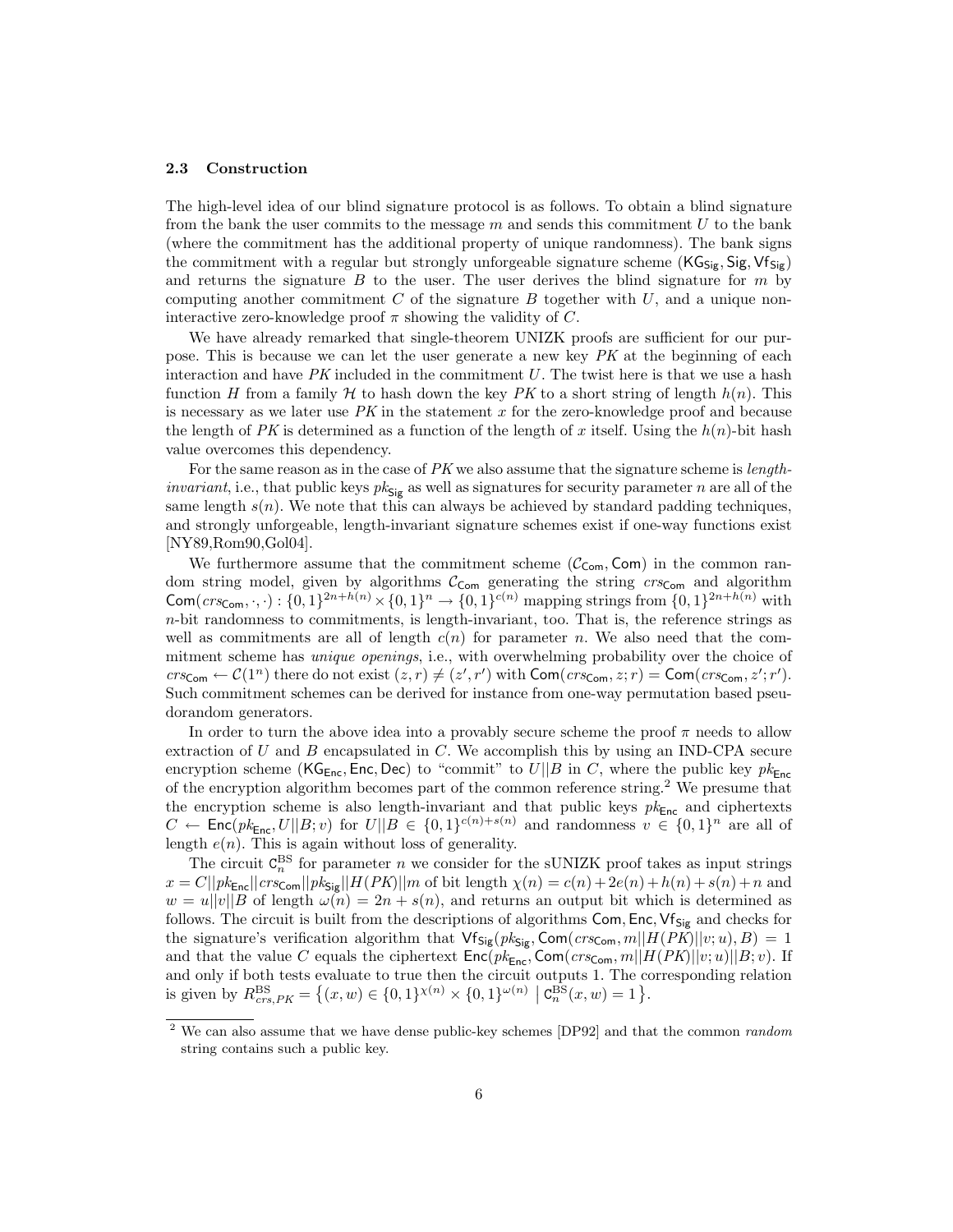### 2.3 Construction

The high-level idea of our blind signature protocol is as follows. To obtain a blind signature from the bank the user commits to the message $m$ and sends this commitment $U$ to the bank (where the commitment has the additional property of unique randomness). The bank signs the commitment with a regular but strongly unforgeable signature scheme $(\mathsf{KG}_{\mathsf{Sig}}, \mathsf{Sig}, \mathsf{Vf}_{\mathsf{Sig}})$ and returns the signature $B$ to the user. The user derives the blind signature for $m$ by computing another commitment $C$ of the signature $B$ together with $U$, and a unique non-interactive zero-knowledge proof $\pi$ showing the validity of $C$.

We have already remarked that single-theorem UNIZK proofs are sufficient for our purpose. This is because we can let the user generate a new key $PK$ at the beginning of each interaction and have $PK$ included in the commitment $U$. The twist here is that we use a hash function $H$ from a family $\mathcal{H}$ to hash down the key $PK$ to a short string of length $h(n)$. This is necessary as we later use $PK$ in the statement $x$ for the zero-knowledge proof and because the length of $PK$ is determined as a function of the length of $x$ itself. Using the $h(n)$-bit hash value overcomes this dependency.

For the same reason as in the case of $PK$ we also assume that the signature scheme is *length-invariant*, i.e., that public keys $pk_{\mathsf{Sig}}$ as well as signatures for security parameter $n$ are all of the same length $s(n)$. We note that this can always be achieved by standard padding techniques, and strongly unforgeable, length-invariant signature schemes exist if one-way functions exist [NY89,Rom90,Gol04].

We furthermore assume that the commitment scheme $(\mathcal{C}_{\mathsf{Com}}, \mathsf{Com})$ in the common random string model, given by algorithms $\mathcal{C}_{\mathsf{Com}}$ generating the string $crs_{\mathsf{Com}}$ and algorithm $\mathsf{Com}(crs_{\mathsf{Com}}, \cdot, \cdot) : \{0,1\}^{2n+h(n)} \times \{0,1\}^n \to \{0,1\}^{c(n)}$ mapping strings from $\{0,1\}^{2n+h(n)}$ with $n$-bit randomness to commitments, is length-invariant, too. That is, the reference strings as well as commitments are all of length $c(n)$ for parameter $n$. We also need that the commitment scheme has *unique openings*, i.e., with overwhelming probability over the choice of $crs_{\mathsf{Com}} \leftarrow \mathcal{C}(1^n)$ there do not exist $(z, r) \neq (z', r')$ with $\mathsf{Com}(crs_{\mathsf{Com}}, z; r) = \mathsf{Com}(crs_{\mathsf{Com}}, z'; r')$. Such commitment schemes can be derived for instance from one-way permutation based pseudorandom generators.

In order to turn the above idea into a provably secure scheme the proof $\pi$ needs to allow extraction of $U$ and $B$ encapsulated in $C$. We accomplish this by using an IND-CPA secure encryption scheme $(\mathsf{KG}_{\mathsf{Enc}}, \mathsf{Enc}, \mathsf{Dec})$ to "commit" to $U||B$ in $C$, where the public key $pk_{\mathsf{Enc}}$ of the encryption algorithm becomes part of the common reference string.[2] We presume that the encryption scheme is also length-invariant and that public keys $pk_{\mathsf{Enc}}$ and ciphertexts $C \leftarrow \mathsf{Enc}(pk_{\mathsf{Enc}}, U||B; v)$ for $U||B \in \{0,1\}^{c(n)+s(n)}$ and randomness $v \in \{0,1\}^n$ are all of length $e(n)$. This is again without loss of generality.

The circuit $\mathsf{C}_n^{\mathrm{BS}}$ for parameter $n$ we consider for the sUNIZK proof takes as input strings $x = C||pk_{\mathsf{Enc}}||crs_{\mathsf{Com}}||pk_{\mathsf{Sig}}||H(PK)||m$ of bit length $\chi(n) = c(n) + 2e(n) + h(n) + s(n) + n$ and $w = u||v||B$ of length $\omega(n) = 2n + s(n)$, and returns an output bit which is determined as follows. The circuit is built from the descriptions of algorithms $\mathsf{Com}, \mathsf{Enc}, \mathsf{Vf}_{\mathsf{Sig}}$ and checks for the signature's verification algorithm that $\mathsf{Vf}_{\mathsf{Sig}}(pk_{\mathsf{Sig}}, \mathsf{Com}(crs_{\mathsf{Com}}, m||H(PK)||v; u), B) = 1$ and that the value $C$ equals the ciphertext $\mathsf{Enc}(pk_{\mathsf{Enc}}, \mathsf{Com}(crs_{\mathsf{Com}}, m||H(PK)||v; u)||B; v)$. If and only if both tests evaluate to true then the circuit outputs 1. The corresponding relation is given by $R^{\mathrm{BS}}_{crs,PK} = \left\{(x, w) \in \{0,1\}^{\chi(n)} \times \{0,1\}^{\omega(n)} \;\middle|\; \mathsf{C}_n^{\mathrm{BS}}(x, w) = 1\right\}$.

---

[2] We can also assume that we have dense public-key schemes [DP92] and that the common *random* string contains such a public key.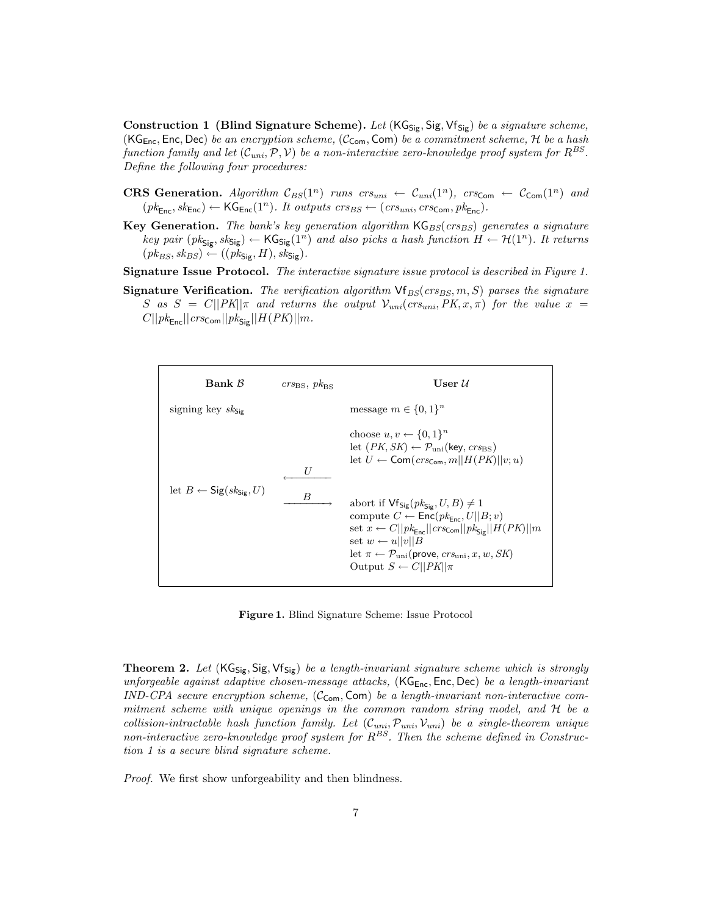**Construction 1 (Blind Signature Scheme).** *Let* $(\mathsf{KG}_{\mathsf{Sig}}, \mathsf{Sig}, \mathsf{Vf}_{\mathsf{Sig}})$ *be a signature scheme,* $(\mathsf{KG}_{\mathsf{Enc}}, \mathsf{Enc}, \mathsf{Dec})$ *be an encryption scheme,* $(\mathcal{C}_{\mathsf{Com}}, \mathsf{Com})$ *be a commitment scheme,* $\mathcal{H}$ *be a hash function family and let* $(\mathcal{C}_{uni}, \mathcal{P}, \mathcal{V})$ *be a non-interactive zero-knowledge proof system for* $R^{BS}$*. Define the following four procedures:*

**CRS Generation.** *Algorithm* $\mathcal{C}_{BS}(1^n)$ *runs* $crs_{uni} \leftarrow \mathcal{C}_{uni}(1^n)$*,* $crs_{\mathsf{Com}} \leftarrow \mathcal{C}_{\mathsf{Com}}(1^n)$ *and* $(pk_{\mathsf{Enc}}, sk_{\mathsf{Enc}}) \leftarrow \mathsf{KG}_{\mathsf{Enc}}(1^n)$*. It outputs* $crs_{BS} \leftarrow (crs_{uni}, crs_{\mathsf{Com}}, pk_{\mathsf{Enc}})$*.*

**Key Generation.** *The bank's key generation algorithm* $\mathsf{KG}_{BS}(crs_{BS})$ *generates a signature key pair* $(pk_{\mathsf{Sig}}, sk_{\mathsf{Sig}}) \leftarrow \mathsf{KG}_{\mathsf{Sig}}(1^n)$ *and also picks a hash function* $H \leftarrow \mathcal{H}(1^n)$*. It returns* $(pk_{BS}, sk_{BS}) \leftarrow ((pk_{\mathsf{Sig}}, H), sk_{\mathsf{Sig}})$*.*

**Signature Issue Protocol.** *The interactive signature issue protocol is described in Figure 1.*

**Signature Verification.** *The verification algorithm* $\mathsf{Vf}_{BS}(crs_{BS}, m, S)$ *parses the signature* $S$ *as* $S = C||PK||\pi$ *and returns the output* $\mathcal{V}_{uni}(crs_{uni}, PK, x, \pi)$ *for the value* $x = C||pk_{\mathsf{Enc}}||crs_{\mathsf{Com}}||pk_{\mathsf{Sig}}||H(PK)||m$*.*

| **Bank** $\mathcal{B}$ | $crs_{\text{BS}}$, $pk_{\text{BS}}$ | **User** $\mathcal{U}$ |
|---|---|---|
| signing key $sk_{\mathsf{Sig}}$ | | message $m \in \{0,1\}^n$ |
| | | choose $u, v \leftarrow \{0,1\}^n$ <br> let $(PK, SK) \leftarrow \mathcal{P}_{\text{uni}}(\mathsf{key}, crs_{\text{BS}})$ <br> let $U \leftarrow \mathsf{Com}(crs_{\mathsf{Com}}, m\|\|H(PK)\|\|v; u)$ |
| | $\xleftarrow{\quad U \quad}$ | |
| let $B \leftarrow \mathsf{Sig}(sk_{\mathsf{Sig}}, U)$ | $\xrightarrow{\quad B \quad}$ | abort if $\mathsf{Vf}_{\mathsf{Sig}}(pk_{\mathsf{Sig}}, U, B) \neq 1$ <br> compute $C \leftarrow \mathsf{Enc}(pk_{\mathsf{Enc}}, U\|\|B; v)$ <br> set $x \leftarrow C\|\|pk_{\mathsf{Enc}}\|\|crs_{\mathsf{Com}}\|\|pk_{\mathsf{Sig}}\|\|H(PK)\|\|m$ <br> set $w \leftarrow u\|\|v\|\|B$ <br> let $\pi \leftarrow \mathcal{P}_{\text{uni}}(\mathsf{prove}, crs_{\text{uni}}, x, w, SK)$ <br> Output $S \leftarrow C\|\|PK\|\|\pi$ |

**Figure 1.** Blind Signature Scheme: Issue Protocol

**Theorem 2.** *Let* $(\mathsf{KG}_{\mathsf{Sig}}, \mathsf{Sig}, \mathsf{Vf}_{\mathsf{Sig}})$ *be a length-invariant signature scheme which is strongly unforgeable against adaptive chosen-message attacks,* $(\mathsf{KG}_{\mathsf{Enc}}, \mathsf{Enc}, \mathsf{Dec})$ *be a length-invariant IND-CPA secure encryption scheme,* $(\mathcal{C}_{\mathsf{Com}}, \mathsf{Com})$ *be a length-invariant non-interactive commitment scheme with unique openings in the common random string model, and* $\mathcal{H}$ *be a collision-intractable hash function family. Let* $(\mathcal{C}_{uni}, \mathcal{P}_{uni}, \mathcal{V}_{uni})$ *be a single-theorem unique non-interactive zero-knowledge proof system for* $R^{BS}$*. Then the scheme defined in Construction 1 is a secure blind signature scheme.*

*Proof.* We first show unforgeability and then blindness.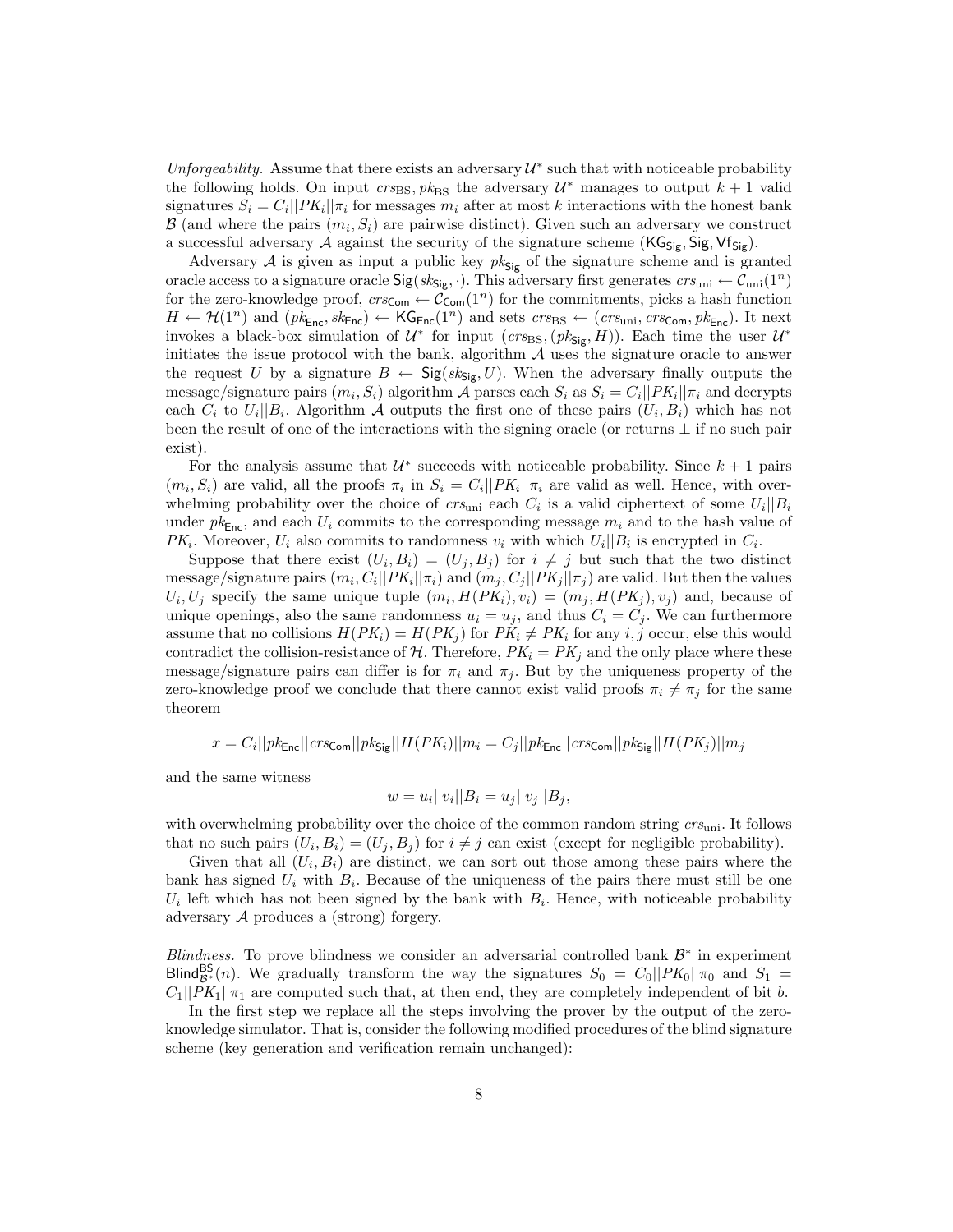*Unforgeability.* Assume that there exists an adversary $\mathcal{U}^*$ such that with noticeable probability the following holds. On input $crs_{\mathrm{BS}}, pk_{\mathrm{BS}}$ the adversary $\mathcal{U}^*$ manages to output $k+1$ valid signatures $S_i = C_i||PK_i||\pi_i$ for messages $m_i$ after at most $k$ interactions with the honest bank $\mathcal{B}$ (and where the pairs $(m_i, S_i)$ are pairwise distinct). Given such an adversary we construct a successful adversary $\mathcal{A}$ against the security of the signature scheme $(\mathsf{KG}_{\mathsf{Sig}}, \mathsf{Sig}, \mathsf{Vf}_{\mathsf{Sig}})$.

Adversary $\mathcal{A}$ is given as input a public key $pk_{\mathsf{Sig}}$ of the signature scheme and is granted oracle access to a signature oracle $\mathsf{Sig}(sk_{\mathsf{Sig}}, \cdot)$. This adversary first generates $crs_{\mathrm{uni}} \leftarrow \mathcal{C}_{\mathrm{uni}}(1^n)$ for the zero-knowledge proof, $crs_{\mathsf{Com}} \leftarrow \mathcal{C}_{\mathsf{Com}}(1^n)$ for the commitments, picks a hash function $H \leftarrow \mathcal{H}(1^n)$ and $(pk_{\mathsf{Enc}}, sk_{\mathsf{Enc}}) \leftarrow \mathsf{KG}_{\mathsf{Enc}}(1^n)$ and sets $crs_{\mathrm{BS}} \leftarrow (crs_{\mathrm{uni}}, crs_{\mathsf{Com}}, pk_{\mathsf{Enc}})$. It next invokes a black-box simulation of $\mathcal{U}^*$ for input $(crs_{\mathrm{BS}}, (pk_{\mathsf{Sig}}, H))$. Each time the user $\mathcal{U}^*$ initiates the issue protocol with the bank, algorithm $\mathcal{A}$ uses the signature oracle to answer the request $U$ by a signature $B \leftarrow \mathsf{Sig}(sk_{\mathsf{Sig}}, U)$. When the adversary finally outputs the message/signature pairs $(m_i, S_i)$ algorithm $\mathcal{A}$ parses each $S_i$ as $S_i = C_i||PK_i||\pi_i$ and decrypts each $C_i$ to $U_i||B_i$. Algorithm $\mathcal{A}$ outputs the first one of these pairs $(U_i, B_i)$ which has not been the result of one of the interactions with the signing oracle (or returns $\perp$ if no such pair exist).

For the analysis assume that $\mathcal{U}^*$ succeeds with noticeable probability. Since $k+1$ pairs $(m_i, S_i)$ are valid, all the proofs $\pi_i$ in $S_i = C_i||PK_i||\pi_i$ are valid as well. Hence, with overwhelming probability over the choice of $crs_{\mathrm{uni}}$ each $C_i$ is a valid ciphertext of some $U_i||B_i$ under $pk_{\mathsf{Enc}}$, and each $U_i$ commits to the corresponding message $m_i$ and to the hash value of $PK_i$. Moreover, $U_i$ also commits to randomness $v_i$ with which $U_i||B_i$ is encrypted in $C_i$.

Suppose that there exist $(U_i, B_i) = (U_j, B_j)$ for $i \neq j$ but such that the two distinct message/signature pairs $(m_i, C_i||PK_i||\pi_i)$ and $(m_j, C_j||PK_j||\pi_j)$ are valid. But then the values $U_i, U_j$ specify the same unique tuple $(m_i, H(PK_i), v_i) = (m_j, H(PK_j), v_j)$ and, because of unique openings, also the same randomness $u_i = u_j$, and thus $C_i = C_j$. We can furthermore assume that no collisions $H(PK_i) = H(PK_j)$ for $PK_i \neq PK_i$ for any $i, j$ occur, else this would contradict the collision-resistance of $\mathcal{H}$. Therefore, $PK_i = PK_j$ and the only place where these message/signature pairs can differ is for $\pi_i$ and $\pi_j$. But by the uniqueness property of the zero-knowledge proof we conclude that there cannot exist valid proofs $\pi_i \neq \pi_j$ for the same theorem

$$x = C_i||pk_{\mathsf{Enc}}||crs_{\mathsf{Com}}||pk_{\mathsf{Sig}}||H(PK_i)||m_i = C_j||pk_{\mathsf{Enc}}||crs_{\mathsf{Com}}||pk_{\mathsf{Sig}}||H(PK_j)||m_j$$

and the same witness

$$w = u_i||v_i||B_i = u_j||v_j||B_j,$$

with overwhelming probability over the choice of the common random string $crs_{\mathrm{uni}}$. It follows that no such pairs $(U_i, B_i) = (U_j, B_j)$ for $i \neq j$ can exist (except for negligible probability).

Given that all $(U_i, B_i)$ are distinct, we can sort out those among these pairs where the bank has signed $U_i$ with $B_i$. Because of the uniqueness of the pairs there must still be one $U_i$ left which has not been signed by the bank with $B_i$. Hence, with noticeable probability adversary $\mathcal{A}$ produces a (strong) forgery.

*Blindness.* To prove blindness we consider an adversarial controlled bank $\mathcal{B}^*$ in experiment $\mathsf{Blind}^{\mathsf{BS}}_{\mathcal{B}^*}(n)$. We gradually transform the way the signatures $S_0 = C_0||PK_0||\pi_0$ and $S_1 = C_1||PK_1||\pi_1$ are computed such that, at then end, they are completely independent of bit $b$.

In the first step we replace all the steps involving the prover by the output of the zero-knowledge simulator. That is, consider the following modified procedures of the blind signature scheme (key generation and verification remain unchanged):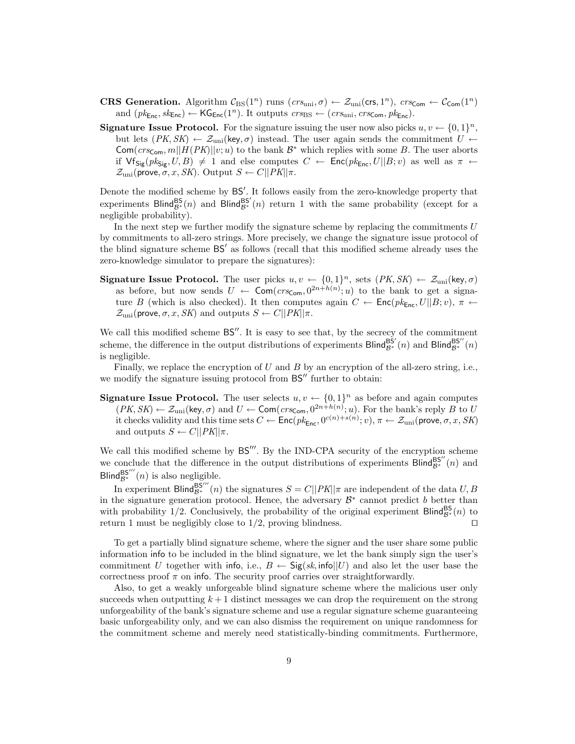**CRS Generation.** Algorithm $\mathcal{C}_{\mathrm{BS}}(1^n)$ runs $(crs_{\mathrm{uni}}, \sigma) \leftarrow \mathcal{Z}_{\mathrm{uni}}(\mathsf{crs}, 1^n)$, $crs_{\mathsf{Com}} \leftarrow \mathcal{C}_{\mathsf{Com}}(1^n)$ and $(pk_{\mathsf{Enc}}, sk_{\mathsf{Enc}}) \leftarrow \mathsf{KG}_{\mathsf{Enc}}(1^n)$. It outputs $crs_{\mathrm{BS}} \leftarrow (crs_{\mathrm{uni}}, crs_{\mathsf{Com}}, pk_{\mathsf{Enc}})$.

**Signature Issue Protocol.** For the signature issuing the user now also picks $u, v \leftarrow \{0,1\}^n$, but lets $(PK, SK) \leftarrow \mathcal{Z}_{\mathrm{uni}}(\mathsf{key}, \sigma)$ instead. The user again sends the commitment $U \leftarrow \mathsf{Com}(crs_{\mathsf{Com}}, m||H(PK)||v; u)$ to the bank $\mathcal{B}^*$ which replies with some $B$. The user aborts if $\mathsf{Vf}_{\mathsf{Sig}}(pk_{\mathsf{Sig}}, U, B) \neq 1$ and else computes $C \leftarrow \mathsf{Enc}(pk_{\mathsf{Enc}}, U||B; v)$ as well as $\pi \leftarrow \mathcal{Z}_{\mathrm{uni}}(\mathsf{prove}, \sigma, x, SK)$. Output $S \leftarrow C||PK||\pi$.

Denote the modified scheme by $\mathsf{BS}'$. It follows easily from the zero-knowledge property that experiments $\mathsf{Blind}_{\mathcal{B}^*}^{\mathsf{BS}}(n)$ and $\mathsf{Blind}_{\mathcal{B}^*}^{\mathsf{BS}'}(n)$ return 1 with the same probability (except for a negligible probability).

In the next step we further modify the signature scheme by replacing the commitments $U$ by commitments to all-zero strings. More precisely, we change the signature issue protocol of the blind signature scheme $\mathsf{BS}'$ as follows (recall that this modified scheme already uses the zero-knowledge simulator to prepare the signatures):

**Signature Issue Protocol.** The user picks $u, v \leftarrow \{0,1\}^n$, sets $(PK, SK) \leftarrow \mathcal{Z}_{\mathrm{uni}}(\mathsf{key}, \sigma)$ as before, but now sends $U \leftarrow \mathsf{Com}(crs_{\mathsf{Com}}, 0^{2n+h(n)}; u)$ to the bank to get a signature $B$ (which is also checked). It then computes again $C \leftarrow \mathsf{Enc}(pk_{\mathsf{Enc}}, U||B; v)$, $\pi \leftarrow \mathcal{Z}_{\mathrm{uni}}(\mathsf{prove}, \sigma, x, SK)$ and outputs $S \leftarrow C||PK||\pi$.

We call this modified scheme $\mathsf{BS}''$. It is easy to see that, by the secrecy of the commitment scheme, the difference in the output distributions of experiments $\mathsf{Blind}_{\mathcal{B}^*}^{\mathsf{BS}'}(n)$ and $\mathsf{Blind}_{\mathcal{B}^*}^{\mathsf{BS}''}(n)$ is negligible.

Finally, we replace the encryption of $U$ and $B$ by an encryption of the all-zero string, i.e., we modify the signature issuing protocol from $\mathsf{BS}''$ further to obtain:

**Signature Issue Protocol.** The user selects $u, v \leftarrow \{0,1\}^n$ as before and again computes $(PK, SK) \leftarrow \mathcal{Z}_{\mathrm{uni}}(\mathsf{key}, \sigma)$ and $U \leftarrow \mathsf{Com}(crs_{\mathsf{Com}}, 0^{2n+h(n)}; u)$. For the bank's reply $B$ to $U$ it checks validity and this time sets $C \leftarrow \mathsf{Enc}(pk_{\mathsf{Enc}}, 0^{c(n)+s(n)}; v)$, $\pi \leftarrow \mathcal{Z}_{\mathrm{uni}}(\mathsf{prove}, \sigma, x, SK)$ and outputs $S \leftarrow C||PK||\pi$.

We call this modified scheme by $\mathsf{BS}'''$. By the IND-CPA security of the encryption scheme we conclude that the difference in the output distributions of experiments $\mathsf{Blind}_{\mathcal{B}^*}^{\mathsf{BS}''}(n)$ and $\mathsf{Blind}_{\mathcal{B}^*}^{\mathsf{BS}'''}(n)$ is also negligible.

In experiment $\mathsf{Blind}_{\mathcal{B}^*}^{\mathsf{BS}'''}(n)$ the signatures $S = C||PK||\pi$ are independent of the data $U, B$ in the signature generation protocol. Hence, the adversary $\mathcal{B}^*$ cannot predict $b$ better than with probability 1/2. Conclusively, the probability of the original experiment $\mathsf{Blind}_{\mathcal{B}^*}^{\mathsf{BS}}(n)$ to return 1 must be negligibly close to 1/2, proving blindness. □

To get a partially blind signature scheme, where the signer and the user share some public information $\mathsf{info}$ to be included in the blind signature, we let the bank simply sign the user's commitment $U$ together with $\mathsf{info}$, i.e., $B \leftarrow \mathsf{Sig}(sk, \mathsf{info}||U)$ and also let the user base the correctness proof $\pi$ on $\mathsf{info}$. The security proof carries over straightforwardly.

Also, to get a weakly unforgeable blind signature scheme where the malicious user only succeeds when outputting $k+1$ distinct messages we can drop the requirement on the strong unforgeability of the bank's signature scheme and use a regular signature scheme guaranteeing basic unforgeability only, and we can also dismiss the requirement on unique randomness for the commitment scheme and merely need statistically-binding commitments. Furthermore,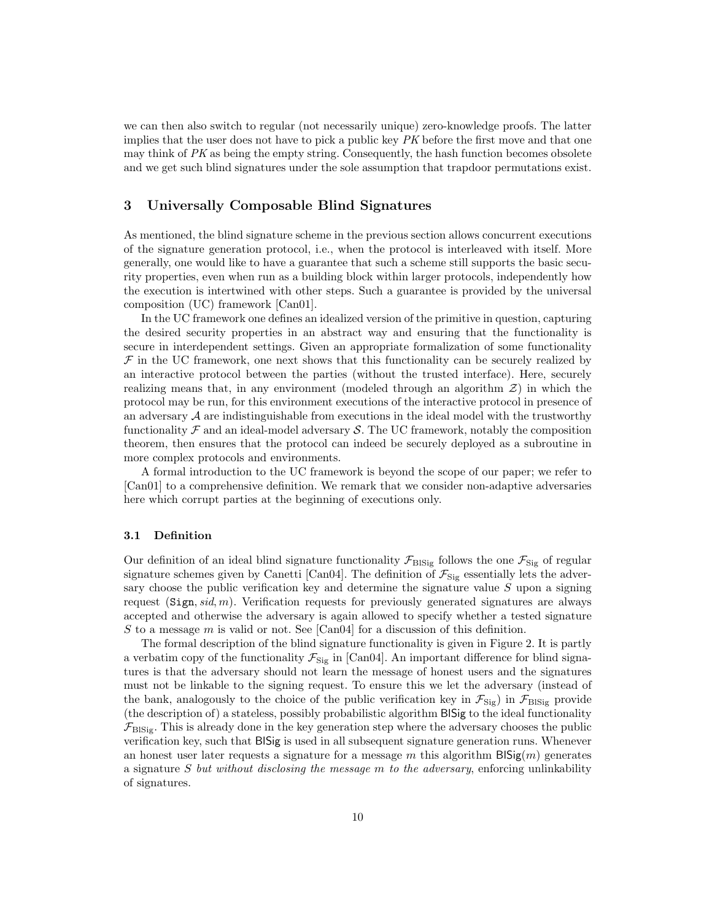we can then also switch to regular (not necessarily unique) zero-knowledge proofs. The latter implies that the user does not have to pick a public key $PK$ before the first move and that one may think of $PK$ as being the empty string. Consequently, the hash function becomes obsolete and we get such blind signatures under the sole assumption that trapdoor permutations exist.

## 3 Universally Composable Blind Signatures

As mentioned, the blind signature scheme in the previous section allows concurrent executions of the signature generation protocol, i.e., when the protocol is interleaved with itself. More generally, one would like to have a guarantee that such a scheme still supports the basic security properties, even when run as a building block within larger protocols, independently how the execution is intertwined with other steps. Such a guarantee is provided by the universal composition (UC) framework [Can01].

In the UC framework one defines an idealized version of the primitive in question, capturing the desired security properties in an abstract way and ensuring that the functionality is secure in interdependent settings. Given an appropriate formalization of some functionality $\mathcal{F}$ in the UC framework, one next shows that this functionality can be securely realized by an interactive protocol between the parties (without the trusted interface). Here, securely realizing means that, in any environment (modeled through an algorithm $\mathcal{Z}$) in which the protocol may be run, for this environment executions of the interactive protocol in presence of an adversary $\mathcal{A}$ are indistinguishable from executions in the ideal model with the trustworthy functionality $\mathcal{F}$ and an ideal-model adversary $\mathcal{S}$. The UC framework, notably the composition theorem, then ensures that the protocol can indeed be securely deployed as a subroutine in more complex protocols and environments.

A formal introduction to the UC framework is beyond the scope of our paper; we refer to [Can01] to a comprehensive definition. We remark that we consider non-adaptive adversaries here which corrupt parties at the beginning of executions only.

### 3.1 Definition

Our definition of an ideal blind signature functionality $\mathcal{F}_{\text{BlSig}}$ follows the one $\mathcal{F}_{\text{Sig}}$ of regular signature schemes given by Canetti [Can04]. The definition of $\mathcal{F}_{\text{Sig}}$ essentially lets the adversary choose the public verification key and determine the signature value $S$ upon a signing request $(\texttt{Sign}, sid, m)$. Verification requests for previously generated signatures are always accepted and otherwise the adversary is again allowed to specify whether a tested signature $S$ to a message $m$ is valid or not. See [Can04] for a discussion of this definition.

The formal description of the blind signature functionality is given in Figure 2. It is partly a verbatim copy of the functionality $\mathcal{F}_{\text{Sig}}$ in [Can04]. An important difference for blind signatures is that the adversary should not learn the message of honest users and the signatures must not be linkable to the signing request. To ensure this we let the adversary (instead of the bank, analogously to the choice of the public verification key in $\mathcal{F}_{\text{Sig}}$) in $\mathcal{F}_{\text{BlSig}}$ provide (the description of) a stateless, possibly probabilistic algorithm $\mathsf{BlSig}$ to the ideal functionality $\mathcal{F}_{\text{BlSig}}$. This is already done in the key generation step where the adversary chooses the public verification key, such that $\mathsf{BlSig}$ is used in all subsequent signature generation runs. Whenever an honest user later requests a signature for a message $m$ this algorithm $\mathsf{BlSig}(m)$ generates a signature $S$ *but without disclosing the message $m$ to the adversary*, enforcing unlinkability of signatures.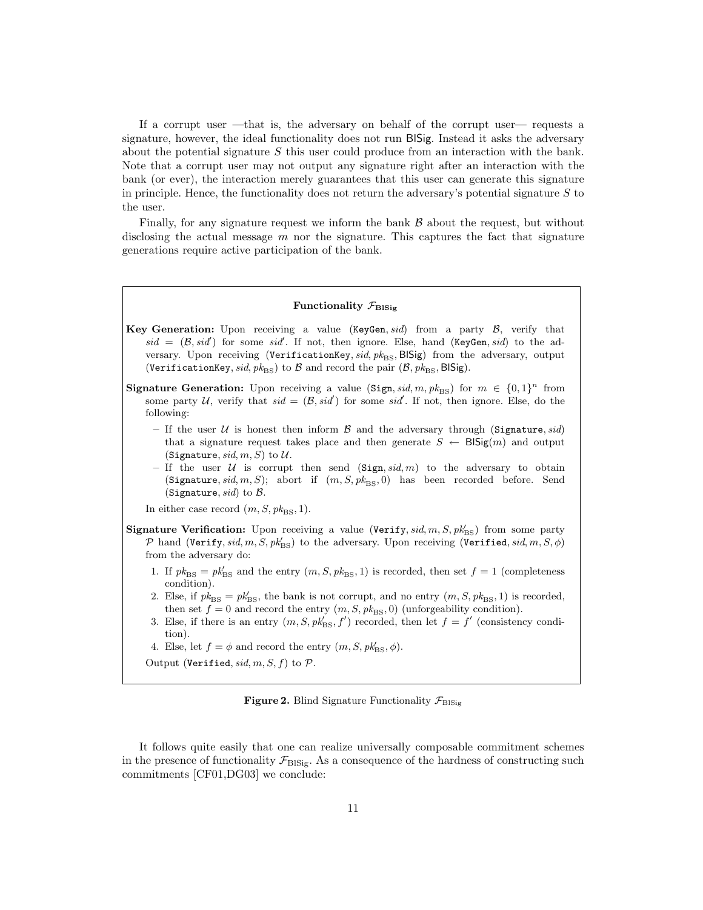If a corrupt user —that is, the adversary on behalf of the corrupt user— requests a signature, however, the ideal functionality does not run $\mathsf{BlSig}$. Instead it asks the adversary about the potential signature $S$ this user could produce from an interaction with the bank. Note that a corrupt user may not output any signature right after an interaction with the bank (or ever), the interaction merely guarantees that this user can generate this signature in principle. Hence, the functionality does not return the adversary's potential signature $S$ to the user.

Finally, for any signature request we inform the bank $\mathcal{B}$ about the request, but without disclosing the actual message $m$ nor the signature. This captures the fact that signature generations require active participation of the bank.

---

**Functionality $\mathcal{F}_{\mathrm{BlSig}}$**

**Key Generation:** Upon receiving a value ($\mathtt{KeyGen}$, $sid$) from a party $\mathcal{B}$, verify that $sid = (\mathcal{B}, sid')$ for some $sid'$. If not, then ignore. Else, hand ($\mathtt{KeyGen}$, $sid$) to the adversary. Upon receiving ($\mathtt{VerificationKey}$, $sid$, $pk_{\mathrm{BS}}$, $\mathsf{BlSig}$) from the adversary, output ($\mathtt{VerificationKey}$, $sid$, $pk_{\mathrm{BS}}$) to $\mathcal{B}$ and record the pair ($\mathcal{B}$, $pk_{\mathrm{BS}}$, $\mathsf{BlSig}$).

**Signature Generation:** Upon receiving a value ($\mathtt{Sign}$, $sid$, $m$, $pk_{\mathrm{BS}}$) for $m \in \{0,1\}^n$ from some party $\mathcal{U}$, verify that $sid = (\mathcal{B}, sid')$ for some $sid'$. If not, then ignore. Else, do the following:

- If the user $\mathcal{U}$ is honest then inform $\mathcal{B}$ and the adversary through ($\mathtt{Signature}$, $sid$) that a signature request takes place and then generate $S \leftarrow \mathsf{BlSig}(m)$ and output ($\mathtt{Signature}$, $sid$, $m$, $S$) to $\mathcal{U}$.
- If the user $\mathcal{U}$ is corrupt then send ($\mathtt{Sign}$, $sid$, $m$) to the adversary to obtain ($\mathtt{Signature}$, $sid$, $m$, $S$); abort if ($m$, $S$, $pk_{\mathrm{BS}}$, 0) has been recorded before. Send ($\mathtt{Signature}$, $sid$) to $\mathcal{B}$.

In either case record ($m$, $S$, $pk_{\mathrm{BS}}$, 1).

**Signature Verification:** Upon receiving a value ($\mathtt{Verify}$, $sid$, $m$, $S$, $pk'_{\mathrm{BS}}$) from some party $\mathcal{P}$ hand ($\mathtt{Verify}$, $sid$, $m$, $S$, $pk'_{\mathrm{BS}}$) to the adversary. Upon receiving ($\mathtt{Verified}$, $sid$, $m$, $S$, $\phi$) from the adversary do:

1. If $pk_{\mathrm{BS}} = pk'_{\mathrm{BS}}$ and the entry ($m$, $S$, $pk_{\mathrm{BS}}$, 1) is recorded, then set $f = 1$ (completeness condition).
2. Else, if $pk_{\mathrm{BS}} = pk'_{\mathrm{BS}}$, the bank is not corrupt, and no entry ($m$, $S$, $pk_{\mathrm{BS}}$, 1) is recorded, then set $f = 0$ and record the entry ($m$, $S$, $pk_{\mathrm{BS}}$, 0) (unforgeability condition).
3. Else, if there is an entry ($m$, $S$, $pk'_{\mathrm{BS}}$, $f'$) recorded, then let $f = f'$ (consistency condition).
4. Else, let $f = \phi$ and record the entry ($m$, $S$, $pk'_{\mathrm{BS}}$, $\phi$).

Output ($\mathtt{Verified}$, $sid$, $m$, $S$, $f$) to $\mathcal{P}$.

---

**Figure 2.** Blind Signature Functionality $\mathcal{F}_{\mathrm{BlSig}}$

It follows quite easily that one can realize universally composable commitment schemes in the presence of functionality $\mathcal{F}_{\mathrm{BlSig}}$. As a consequence of the hardness of constructing such commitments [CF01,DG03] we conclude: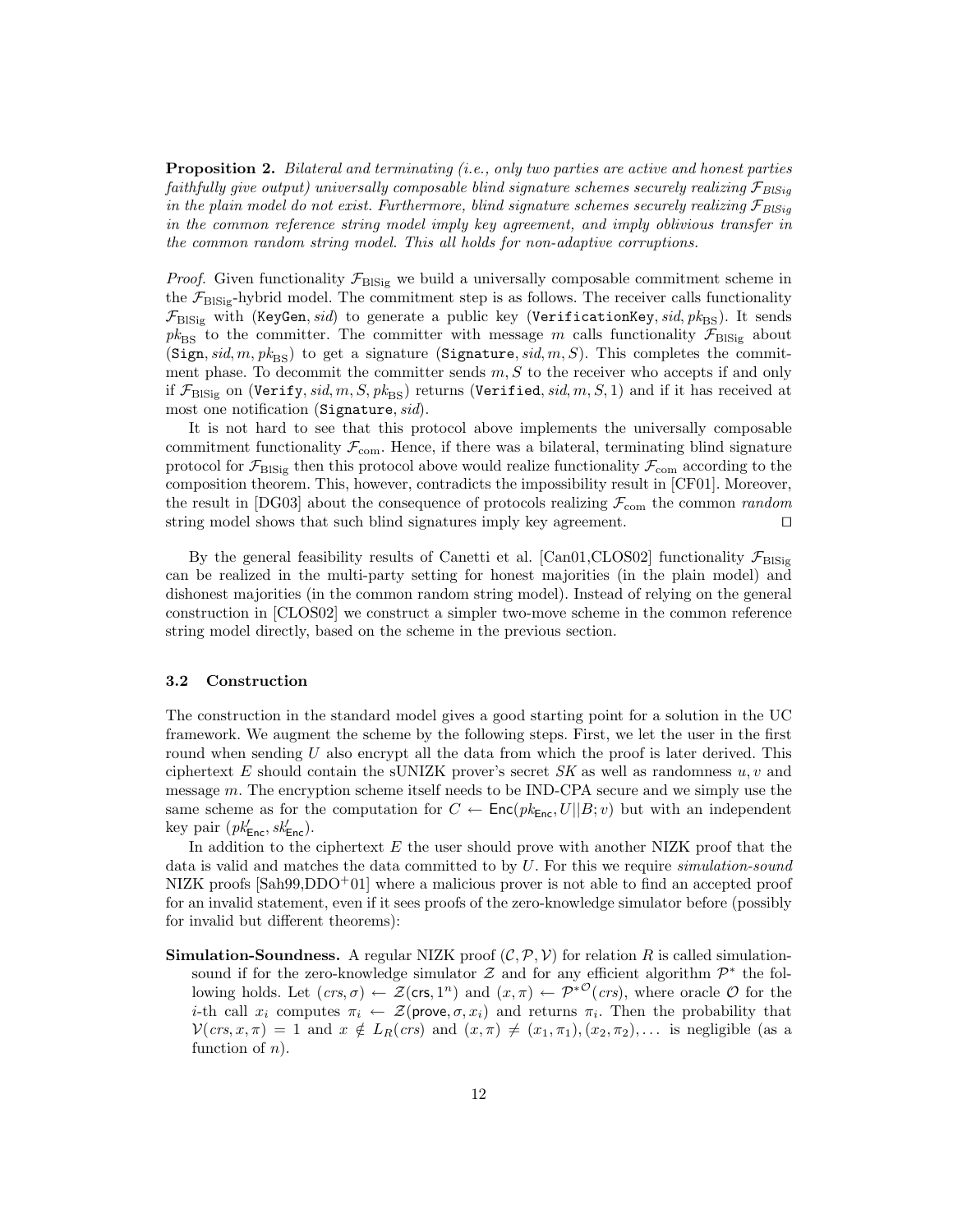**Proposition 2.** *Bilateral and terminating (i.e., only two parties are active and honest parties faithfully give output) universally composable blind signature schemes securely realizing $\mathcal{F}_{BlSig}$ in the plain model do not exist. Furthermore, blind signature schemes securely realizing $\mathcal{F}_{BlSig}$ in the common reference string model imply key agreement, and imply oblivious transfer in the common random string model. This all holds for non-adaptive corruptions.*

*Proof.* Given functionality $\mathcal{F}_{\text{BlSig}}$ we build a universally composable commitment scheme in the $\mathcal{F}_{\text{BlSig}}$-hybrid model. The commitment step is as follows. The receiver calls functionality $\mathcal{F}_{\text{BlSig}}$ with $(\texttt{KeyGen}, sid)$ to generate a public key $(\texttt{VerificationKey}, sid, pk_{\text{BS}})$. It sends $pk_{\text{BS}}$ to the committer. The committer with message $m$ calls functionality $\mathcal{F}_{\text{BlSig}}$ about $(\texttt{Sign}, sid, m, pk_{\text{BS}})$ to get a signature $(\texttt{Signature}, sid, m, S)$. This completes the commitment phase. To decommit the committer sends $m, S$ to the receiver who accepts if and only if $\mathcal{F}_{\text{BlSig}}$ on $(\texttt{Verify}, sid, m, S, pk_{\text{BS}})$ returns $(\texttt{Verified}, sid, m, S, 1)$ and if it has received at most one notification $(\texttt{Signature}, sid)$.

It is not hard to see that this protocol above implements the universally composable commitment functionality $\mathcal{F}_{\text{com}}$. Hence, if there was a bilateral, terminating blind signature protocol for $\mathcal{F}_{\text{BlSig}}$ then this protocol above would realize functionality $\mathcal{F}_{\text{com}}$ according to the composition theorem. This, however, contradicts the impossibility result in [CF01]. Moreover, the result in [DG03] about the consequence of protocols realizing $\mathcal{F}_{\text{com}}$ the common *random* string model shows that such blind signatures imply key agreement. $\square$

By the general feasibility results of Canetti et al. [Can01,CLOS02] functionality $\mathcal{F}_{\text{BlSig}}$ can be realized in the multi-party setting for honest majorities (in the plain model) and dishonest majorities (in the common random string model). Instead of relying on the general construction in [CLOS02] we construct a simpler two-move scheme in the common reference string model directly, based on the scheme in the previous section.

### 3.2 Construction

The construction in the standard model gives a good starting point for a solution in the UC framework. We augment the scheme by the following steps. First, we let the user in the first round when sending $U$ also encrypt all the data from which the proof is later derived. This ciphertext $E$ should contain the sUNIZK prover's secret $SK$ as well as randomness $u, v$ and message $m$. The encryption scheme itself needs to be IND-CPA secure and we simply use the same scheme as for the computation for $C \leftarrow \mathsf{Enc}(pk_{\mathsf{Enc}}, U||B; v)$ but with an independent key pair $(pk'_{\mathsf{Enc}}, sk'_{\mathsf{Enc}})$.

In addition to the ciphertext $E$ the user should prove with another NIZK proof that the data is valid and matches the data committed to by $U$. For this we require *simulation-sound* NIZK proofs [Sah99,DDO[+]01] where a malicious prover is not able to find an accepted proof for an invalid statement, even if it sees proofs of the zero-knowledge simulator before (possibly for invalid but different theorems):

**Simulation-Soundness.** A regular NIZK proof $(\mathcal{C}, \mathcal{P}, \mathcal{V})$ for relation $R$ is called simulation-sound if for the zero-knowledge simulator $\mathcal{Z}$ and for any efficient algorithm $\mathcal{P}^*$ the following holds. Let $(crs, \sigma) \leftarrow \mathcal{Z}(\mathsf{crs}, 1^n)$ and $(x, \pi) \leftarrow \mathcal{P}^{*\mathcal{O}}(crs)$, where oracle $\mathcal{O}$ for the $i$-th call $x_i$ computes $\pi_i \leftarrow \mathcal{Z}(\mathsf{prove}, \sigma, x_i)$ and returns $\pi_i$. Then the probability that $\mathcal{V}(crs, x, \pi) = 1$ and $x \notin L_R(crs)$ and $(x, \pi) \neq (x_1, \pi_1), (x_2, \pi_2), \ldots$ is negligible (as a function of $n$).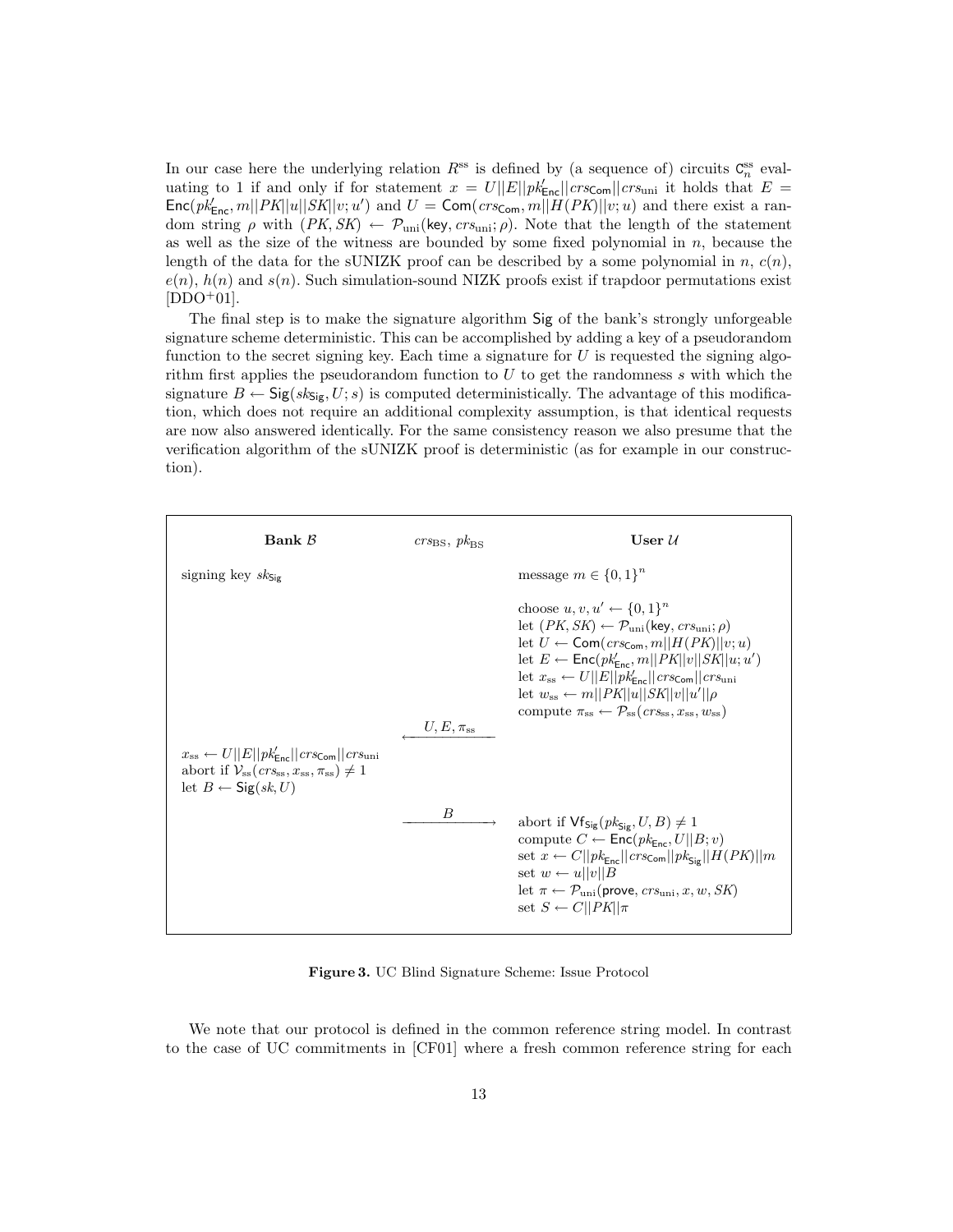In our case here the underlying relation $R^{\mathrm{ss}}$ is defined by (a sequence of) circuits $\mathsf{C}^{\mathrm{ss}}_n$ evaluating to 1 if and only if for statement $x = U||E||pk'_{\mathsf{Enc}}||crs_{\mathsf{Com}}||crs_{\mathrm{uni}}$ it holds that $E = \mathsf{Enc}(pk'_{\mathsf{Enc}}, m||PK||u||SK||v; u')$ and $U = \mathsf{Com}(crs_{\mathsf{Com}}, m||H(PK)||v; u)$ and there exist a random string $\rho$ with $(PK, SK) \leftarrow \mathcal{P}_{\mathrm{uni}}(\mathsf{key}, crs_{\mathrm{uni}}; \rho)$. Note that the length of the statement as well as the size of the witness are bounded by some fixed polynomial in $n$, because the length of the data for the sUNIZK proof can be described by a some polynomial in $n$, $c(n)$, $e(n)$, $h(n)$ and $s(n)$. Such simulation-sound NIZK proofs exist if trapdoor permutations exist [DDO+01].

The final step is to make the signature algorithm $\mathsf{Sig}$ of the bank's strongly unforgeable signature scheme deterministic. This can be accomplished by adding a key of a pseudorandom function to the secret signing key. Each time a signature for $U$ is requested the signing algorithm first applies the pseudorandom function to $U$ to get the randomness $s$ with which the signature $B \leftarrow \mathsf{Sig}(sk_{\mathsf{Sig}}, U; s)$ is computed deterministically. The advantage of this modification, which does not require an additional complexity assumption, is that identical requests are now also answered identically. For the same consistency reason we also presume that the verification algorithm of the sUNIZK proof is deterministic (as for example in our construction).

| **Bank $\mathcal{B}$** | $crs_{\mathrm{BS}}$, $pk_{\mathrm{BS}}$ | **User $\mathcal{U}$** |
|---|---|---|
| signing key $sk_{\mathsf{Sig}}$ | | message $m \in \{0,1\}^n$ |
| | | choose $u, v, u' \leftarrow \{0,1\}^n$<br>let $(PK, SK) \leftarrow \mathcal{P}_{\mathrm{uni}}(\mathsf{key}, crs_{\mathrm{uni}}; \rho)$<br>let $U \leftarrow \mathsf{Com}(crs_{\mathsf{Com}}, m\|\|H(PK)\|\|v; u)$<br>let $E \leftarrow \mathsf{Enc}(pk'_{\mathsf{Enc}}, m\|\|PK\|\|v\|\|SK\|\|u; u')$<br>let $x_{\mathrm{ss}} \leftarrow U\|\|E\|\|pk'_{\mathsf{Enc}}\|\|crs_{\mathsf{Com}}\|\|crs_{\mathrm{uni}}$<br>let $w_{\mathrm{ss}} \leftarrow m\|\|PK\|\|u\|\|SK\|\|v\|\|u'\|\|\rho$<br>compute $\pi_{\mathrm{ss}} \leftarrow \mathcal{P}_{\mathrm{ss}}(crs_{\mathrm{ss}}, x_{\mathrm{ss}}, w_{\mathrm{ss}})$ |
| | $\xleftarrow{\;U, E, \pi_{\mathrm{ss}}\;}$ | |
| $x_{\mathrm{ss}} \leftarrow U\|\|E\|\|pk'_{\mathsf{Enc}}\|\|crs_{\mathsf{Com}}\|\|crs_{\mathrm{uni}}$<br>abort if $\mathcal{V}_{\mathrm{ss}}(crs_{\mathrm{ss}}, x_{\mathrm{ss}}, \pi_{\mathrm{ss}}) \neq 1$<br>let $B \leftarrow \mathsf{Sig}(sk, U)$ | | |
| | $\xrightarrow{\;B\;}$ | abort if $\mathsf{Vf}_{\mathsf{Sig}}(pk_{\mathsf{Sig}}, U, B) \neq 1$<br>compute $C \leftarrow \mathsf{Enc}(pk_{\mathsf{Enc}}, U\|\|B; v)$<br>set $x \leftarrow C\|\|pk_{\mathsf{Enc}}\|\|crs_{\mathsf{Com}}\|\|pk_{\mathsf{Sig}}\|\|H(PK)\|\|m$<br>set $w \leftarrow u\|\|v\|\|B$<br>let $\pi \leftarrow \mathcal{P}_{\mathrm{uni}}(\mathsf{prove}, crs_{\mathrm{uni}}, x, w, SK)$<br>set $S \leftarrow C\|\|PK\|\|\pi$ |

**Figure 3.** UC Blind Signature Scheme: Issue Protocol

We note that our protocol is defined in the common reference string model. In contrast to the case of UC commitments in [CF01] where a fresh common reference string for each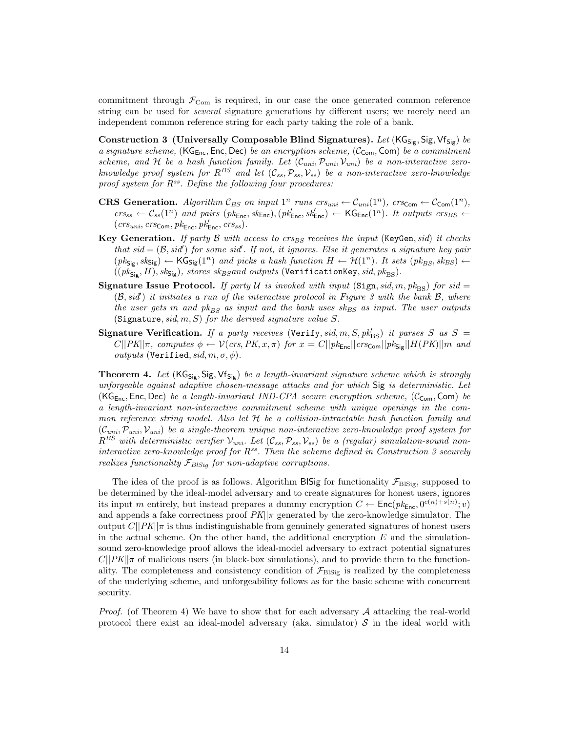commitment through $\mathcal{F}_{\text{Com}}$ is required, in our case the once generated common reference string can be used for *several* signature generations by different users; we merely need an independent common reference string for each party taking the role of a bank.

**Construction 3 (Universally Composable Blind Signatures).** *Let* $(\mathsf{KG}_{\mathsf{Sig}}, \mathsf{Sig}, \mathsf{Vf}_{\mathsf{Sig}})$ *be a signature scheme,* $(\mathsf{KG}_{\mathsf{Enc}}, \mathsf{Enc}, \mathsf{Dec})$ *be an encryption scheme,* $(\mathcal{C}_{\mathsf{Com}}, \mathsf{Com})$ *be a commitment scheme, and* $\mathcal{H}$ *be a hash function family. Let* $(\mathcal{C}_{uni}, \mathcal{P}_{uni}, \mathcal{V}_{uni})$ *be a non-interactive zero-knowledge proof system for* $R^{BS}$ *and let* $(\mathcal{C}_{ss}, \mathcal{P}_{ss}, \mathcal{V}_{ss})$ *be a non-interactive zero-knowledge proof system for* $R^{ss}$*. Define the following four procedures:*

- **CRS Generation.** *Algorithm* $\mathcal{C}_{BS}$ *on input* $1^n$ *runs* $crs_{uni} \leftarrow \mathcal{C}_{uni}(1^n)$*,* $crs_{\mathsf{Com}} \leftarrow \mathcal{C}_{\mathsf{Com}}(1^n)$*,* $crs_{ss} \leftarrow \mathcal{C}_{ss}(1^n)$ *and pairs* $(pk_{\mathsf{Enc}}, sk_{\mathsf{Enc}}), (pk'_{\mathsf{Enc}}, sk'_{\mathsf{Enc}}) \leftarrow \mathsf{KG}_{\mathsf{Enc}}(1^n)$*. It outputs* $crs_{BS} \leftarrow (crs_{uni}, crs_{\mathsf{Com}}, pk_{\mathsf{Enc}}, pk'_{\mathsf{Enc}}, crs_{ss})$*.*
- **Key Generation.** *If party* $\mathcal{B}$ *with access to* $crs_{BS}$ *receives the input* $(\mathtt{KeyGen}, sid)$ *it checks that* $sid = (\mathcal{B}, sid')$ *for some* $sid'$*. If not, it ignores. Else it generates a signature key pair* $(pk_{\mathsf{Sig}}, sk_{\mathsf{Sig}}) \leftarrow \mathsf{KG}_{\mathsf{Sig}}(1^n)$ *and picks a hash function* $H \leftarrow \mathcal{H}(1^n)$*. It sets* $(pk_{BS}, sk_{BS}) \leftarrow ((pk_{\mathsf{Sig}}, H), sk_{\mathsf{Sig}})$*, stores* $sk_{BS}$*and outputs* $(\mathtt{VerificationKey}, sid, pk_{BS})$*.*
- **Signature Issue Protocol.** *If party* $\mathcal{U}$ *is invoked with input* $(\mathtt{Sign}, sid, m, pk_{\mathrm{BS}})$ *for* $sid = (\mathcal{B}, sid')$ *it initiates a run of the interactive protocol in Figure 3 with the bank* $\mathcal{B}$*, where the user gets* $m$ *and* $pk_{BS}$ *as input and the bank uses* $sk_{BS}$ *as input. The user outputs* $(\mathtt{Signature}, sid, m, S)$ *for the derived signature value* $S$*.*
- **Signature Verification.** *If a party receives* $(\mathtt{Verify}, sid, m, S, pk'_{\mathrm{BS}})$ *it parses* $S$ *as* $S = C||PK||\pi$*, computes* $\phi \leftarrow \mathcal{V}(crs, PK, x, \pi)$ *for* $x = C||pk_{\mathsf{Enc}}||crs_{\mathsf{Com}}||pk_{\mathsf{Sig}}||H(PK)||m$ *and outputs* $(\mathtt{Verified}, sid, m, \sigma, \phi)$*.*

**Theorem 4.** *Let* $(\mathsf{KG}_{\mathsf{Sig}}, \mathsf{Sig}, \mathsf{Vf}_{\mathsf{Sig}})$ *be a length-invariant signature scheme which is strongly unforgeable against adaptive chosen-message attacks and for which* $\mathsf{Sig}$ *is deterministic. Let* $(\mathsf{KG}_{\mathsf{Enc}}, \mathsf{Enc}, \mathsf{Dec})$ *be a length-invariant IND-CPA secure encryption scheme,* $(\mathcal{C}_{\mathsf{Com}}, \mathsf{Com})$ *be a length-invariant non-interactive commitment scheme with unique openings in the common reference string model. Also let* $\mathcal{H}$ *be a collision-intractable hash function family and* $(\mathcal{C}_{uni}, \mathcal{P}_{uni}, \mathcal{V}_{uni})$ *be a single-theorem unique non-interactive zero-knowledge proof system for* $R^{BS}$ *with deterministic verifier* $\mathcal{V}_{uni}$*. Let* $(\mathcal{C}_{ss}, \mathcal{P}_{ss}, \mathcal{V}_{ss})$ *be a (regular) simulation-sound non-interactive zero-knowledge proof for* $R^{ss}$*. Then the scheme defined in Construction 3 securely realizes functionality* $\mathcal{F}_{BlSig}$ *for non-adaptive corruptions.*

The idea of the proof is as follows. Algorithm $\mathsf{BlSig}$ for functionality $\mathcal{F}_{\mathrm{BlSig}}$, supposed to be determined by the ideal-model adversary and to create signatures for honest users, ignores its input $m$ entirely, but instead prepares a dummy encryption $C \leftarrow \mathsf{Enc}(pk_{\mathsf{Enc}}, 0^{c(n)+s(n)}; v)$ and appends a fake correctness proof $PK||\pi$ generated by the zero-knowledge simulator. The output $C||PK||\pi$ is thus indistinguishable from genuinely generated signatures of honest users in the actual scheme. On the other hand, the additional encryption $E$ and the simulation-sound zero-knowledge proof allows the ideal-model adversary to extract potential signatures $C||PK||\pi$ of malicious users (in black-box simulations), and to provide them to the functionality. The completeness and consistency condition of $\mathcal{F}_{\mathrm{BlSig}}$ is realized by the completeness of the underlying scheme, and unforgeability follows as for the basic scheme with concurrent security.

*Proof.* (of Theorem 4) We have to show that for each adversary $\mathcal{A}$ attacking the real-world protocol there exist an ideal-model adversary (aka. simulator) $\mathcal{S}$ in the ideal world with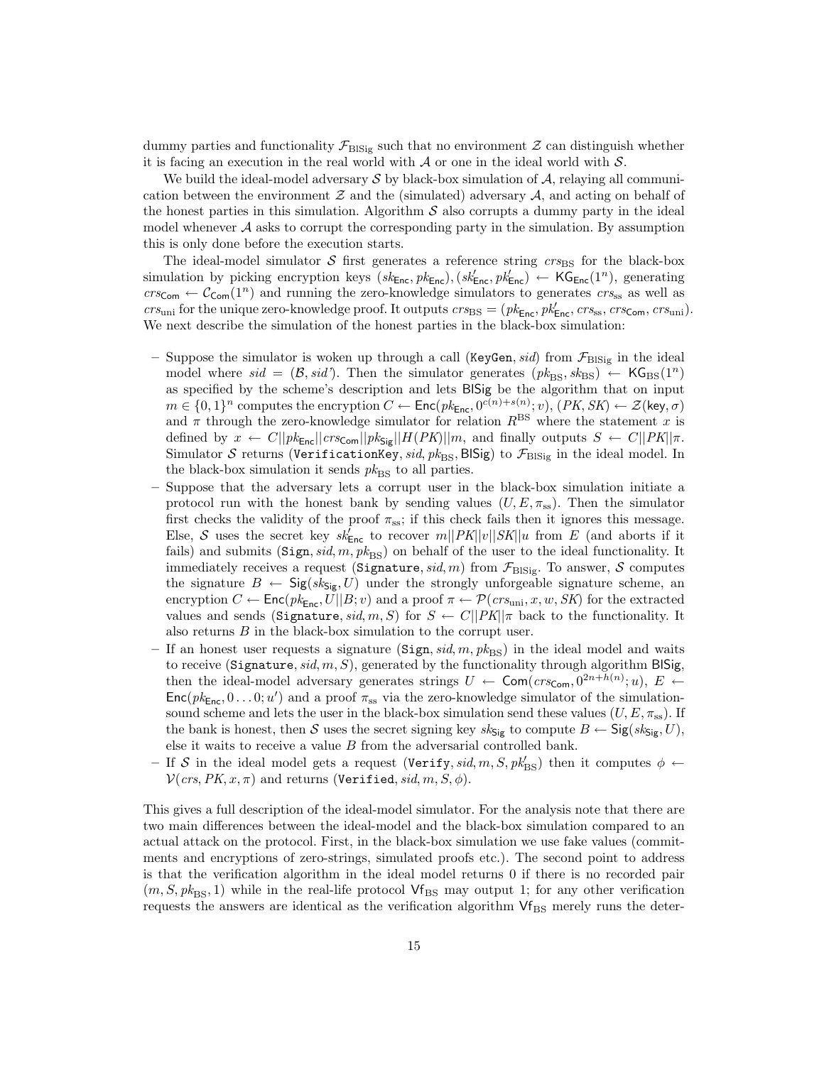dummy parties and functionality $\mathcal{F}_{\text{BlSig}}$ such that no environment $\mathcal{Z}$ can distinguish whether it is facing an execution in the real world with $\mathcal{A}$ or one in the ideal world with $\mathcal{S}$.

We build the ideal-model adversary $\mathcal{S}$ by black-box simulation of $\mathcal{A}$, relaying all communication between the environment $\mathcal{Z}$ and the (simulated) adversary $\mathcal{A}$, and acting on behalf of the honest parties in this simulation. Algorithm $\mathcal{S}$ also corrupts a dummy party in the ideal model whenever $\mathcal{A}$ asks to corrupt the corresponding party in the simulation. By assumption this is only done before the execution starts.

The ideal-model simulator $\mathcal{S}$ first generates a reference string $crs_{\text{BS}}$ for the black-box simulation by picking encryption keys $(sk_{\mathsf{Enc}}, pk_{\mathsf{Enc}}), (sk'_{\mathsf{Enc}}, pk'_{\mathsf{Enc}}) \leftarrow \mathsf{KG}_{\mathsf{Enc}}(1^n)$, generating $crs_{\mathsf{Com}} \leftarrow \mathcal{C}_{\mathsf{Com}}(1^n)$ and running the zero-knowledge simulators to generates $crs_{\text{ss}}$ as well as $crs_{\text{uni}}$ for the unique zero-knowledge proof. It outputs $crs_{\text{BS}} = (pk_{\mathsf{Enc}}, pk'_{\mathsf{Enc}}, crs_{\text{ss}}, crs_{\mathsf{Com}}, crs_{\text{uni}})$. We next describe the simulation of the honest parties in the black-box simulation:

- Suppose the simulator is woken up through a call ($\texttt{KeyGen}, sid$) from $\mathcal{F}_{\text{BlSig}}$ in the ideal model where $sid = (\mathcal{B}, sid')$. Then the simulator generates $(pk_{\text{BS}}, sk_{\text{BS}}) \leftarrow \mathsf{KG}_{\text{BS}}(1^n)$ as specified by the scheme's description and lets $\mathsf{BlSig}$ be the algorithm that on input $m \in \{0,1\}^n$ computes the encryption $C \leftarrow \mathsf{Enc}(pk_{\mathsf{Enc}}, 0^{c(n)+s(n)}; v)$, $(PK, SK) \leftarrow \mathcal{Z}(\mathsf{key}, \sigma)$ and $\pi$ through the zero-knowledge simulator for relation $R^{\text{BS}}$ where the statement $x$ is defined by $x \leftarrow C||pk_{\mathsf{Enc}}||crs_{\mathsf{Com}}||pk_{\mathsf{Sig}}||H(PK)||m$, and finally outputs $S \leftarrow C||PK||\pi$. Simulator $\mathcal{S}$ returns ($\texttt{VerificationKey}, sid, pk_{\text{BS}}, \mathsf{BlSig}$) to $\mathcal{F}_{\text{BlSig}}$ in the ideal model. In the black-box simulation it sends $pk_{\text{BS}}$ to all parties.
- Suppose that the adversary lets a corrupt user in the black-box simulation initiate a protocol run with the honest bank by sending values $(U, E, \pi_{\text{ss}})$. Then the simulator first checks the validity of the proof $\pi_{\text{ss}}$; if this check fails then it ignores this message. Else, $\mathcal{S}$ uses the secret key $sk'_{\mathsf{Enc}}$ to recover $m||PK||v||SK||u$ from $E$ (and aborts if it fails) and submits ($\texttt{Sign}, sid, m, pk_{\text{BS}}$) on behalf of the user to the ideal functionality. It immediately receives a request ($\texttt{Signature}, sid, m$) from $\mathcal{F}_{\text{BlSig}}$. To answer, $\mathcal{S}$ computes the signature $B \leftarrow \mathsf{Sig}(sk_{\mathsf{Sig}}, U)$ under the strongly unforgeable signature scheme, an encryption $C \leftarrow \mathsf{Enc}(pk_{\mathsf{Enc}}, U||B; v)$ and a proof $\pi \leftarrow \mathcal{P}(crs_{\text{uni}}, x, w, SK)$ for the extracted values and sends ($\texttt{Signature}, sid, m, S$) for $S \leftarrow C||PK||\pi$ back to the functionality. It also returns $B$ in the black-box simulation to the corrupt user.
- If an honest user requests a signature ($\texttt{Sign}, sid, m, pk_{\text{BS}}$) in the ideal model and waits to receive ($\texttt{Signature}, sid, m, S$), generated by the functionality through algorithm $\mathsf{BlSig}$, then the ideal-model adversary generates strings $U \leftarrow \mathsf{Com}(crs_{\mathsf{Com}}, 0^{2n+h(n)}; u)$, $E \leftarrow \mathsf{Enc}(pk_{\mathsf{Enc}}, 0\ldots0; u')$ and a proof $\pi_{\text{ss}}$ via the zero-knowledge simulator of the simulation-sound scheme and lets the user in the black-box simulation send these values $(U, E, \pi_{\text{ss}})$. If the bank is honest, then $\mathcal{S}$ uses the secret signing key $sk_{\mathsf{Sig}}$ to compute $B \leftarrow \mathsf{Sig}(sk_{\mathsf{Sig}}, U)$, else it waits to receive a value $B$ from the adversarial controlled bank.
- If $\mathcal{S}$ in the ideal model gets a request ($\texttt{Verify}, sid, m, S, pk'_{\text{BS}}$) then it computes $\phi \leftarrow \mathcal{V}(crs, PK, x, \pi)$ and returns ($\texttt{Verified}, sid, m, S, \phi$).

This gives a full description of the ideal-model simulator. For the analysis note that there are two main differences between the ideal-model and the black-box simulation compared to an actual attack on the protocol. First, in the black-box simulation we use fake values (commitments and encryptions of zero-strings, simulated proofs etc.). The second point to address is that the verification algorithm in the ideal model returns 0 if there is no recorded pair $(m, S, pk_{\text{BS}}, 1)$ while in the real-life protocol $\mathsf{Vf}_{\text{BS}}$ may output 1; for any other verification requests the answers are identical as the verification algorithm $\mathsf{Vf}_{\text{BS}}$ merely runs the deter-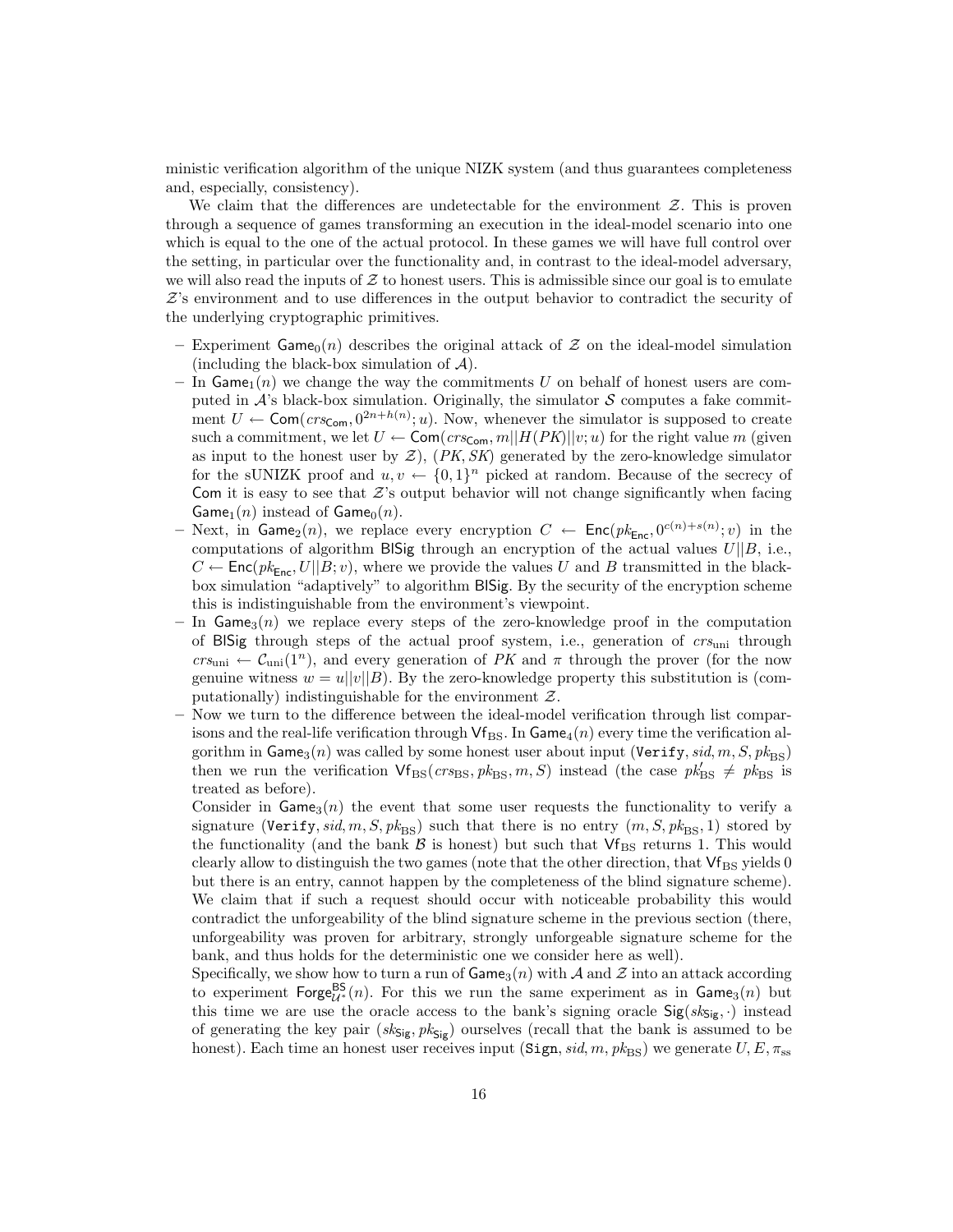ministic verification algorithm of the unique NIZK system (and thus guarantees completeness and, especially, consistency).

We claim that the differences are undetectable for the environment $\mathcal{Z}$. This is proven through a sequence of games transforming an execution in the ideal-model scenario into one which is equal to the one of the actual protocol. In these games we will have full control over the setting, in particular over the functionality and, in contrast to the ideal-model adversary, we will also read the inputs of $\mathcal{Z}$ to honest users. This is admissible since our goal is to emulate $\mathcal{Z}$'s environment and to use differences in the output behavior to contradict the security of the underlying cryptographic primitives.

- Experiment $\mathsf{Game}_0(n)$ describes the original attack of $\mathcal{Z}$ on the ideal-model simulation (including the black-box simulation of $\mathcal{A}$).
- In $\mathsf{Game}_1(n)$ we change the way the commitments $U$ on behalf of honest users are computed in $\mathcal{A}$'s black-box simulation. Originally, the simulator $\mathcal{S}$ computes a fake commitment $U \leftarrow \mathsf{Com}(crs_{\mathsf{Com}}, 0^{2n+h(n)}; u)$. Now, whenever the simulator is supposed to create such a commitment, we let $U \leftarrow \mathsf{Com}(crs_{\mathsf{Com}}, m||H(PK)||v; u)$ for the right value $m$ (given as input to the honest user by $\mathcal{Z}$), $(PK, SK)$ generated by the zero-knowledge simulator for the sUNIZK proof and $u, v \leftarrow \{0,1\}^n$ picked at random. Because of the secrecy of $\mathsf{Com}$ it is easy to see that $\mathcal{Z}$'s output behavior will not change significantly when facing $\mathsf{Game}_1(n)$ instead of $\mathsf{Game}_0(n)$.
- Next, in $\mathsf{Game}_2(n)$, we replace every encryption $C \leftarrow \mathsf{Enc}(pk_{\mathsf{Enc}}, 0^{c(n)+s(n)}; v)$ in the computations of algorithm $\mathsf{BlSig}$ through an encryption of the actual values $U||B$, i.e., $C \leftarrow \mathsf{Enc}(pk_{\mathsf{Enc}}, U||B; v)$, where we provide the values $U$ and $B$ transmitted in the black-box simulation "adaptively" to algorithm $\mathsf{BlSig}$. By the security of the encryption scheme this is indistinguishable from the environment's viewpoint.
- In $\mathsf{Game}_3(n)$ we replace every steps of the zero-knowledge proof in the computation of $\mathsf{BlSig}$ through steps of the actual proof system, i.e., generation of $crs_{\text{uni}}$ through $crs_{\text{uni}} \leftarrow \mathcal{C}_{\text{uni}}(1^n)$, and every generation of $PK$ and $\pi$ through the prover (for the now genuine witness $w = u||v||B$). By the zero-knowledge property this substitution is (computationally) indistinguishable for the environment $\mathcal{Z}$.
- Now we turn to the difference between the ideal-model verification through list comparisons and the real-life verification through $\mathsf{Vf}_{\text{BS}}$. In $\mathsf{Game}_4(n)$ every time the verification algorithm in $\mathsf{Game}_3(n)$ was called by some honest user about input $(\texttt{Verify}, sid, m, S, pk_{\text{BS}})$ then we run the verification $\mathsf{Vf}_{\text{BS}}(crs_{\text{BS}}, pk_{\text{BS}}, m, S)$ instead (the case $pk'_{\text{BS}} \neq pk_{\text{BS}}$ is treated as before).

  Consider in $\mathsf{Game}_3(n)$ the event that some user requests the functionality to verify a signature $(\texttt{Verify}, sid, m, S, pk_{\text{BS}})$ such that there is no entry $(m, S, pk_{\text{BS}}, 1)$ stored by the functionality (and the bank $\mathcal{B}$ is honest) but such that $\mathsf{Vf}_{\text{BS}}$ returns 1. This would clearly allow to distinguish the two games (note that the other direction, that $\mathsf{Vf}_{\text{BS}}$ yields 0 but there is an entry, cannot happen by the completeness of the blind signature scheme). We claim that if such a request should occur with noticeable probability this would contradict the unforgeability of the blind signature scheme in the previous section (there, unforgeability was proven for arbitrary, strongly unforgeable signature scheme for the bank, and thus holds for the deterministic one we consider here as well).

  Specifically, we show how to turn a run of $\mathsf{Game}_3(n)$ with $\mathcal{A}$ and $\mathcal{Z}$ into an attack according to experiment $\mathsf{Forge}^{\mathsf{BS}}_{\mathcal{U}^*}(n)$. For this we run the same experiment as in $\mathsf{Game}_3(n)$ but this time we are use the oracle access to the bank's signing oracle $\mathsf{Sig}(sk_{\mathsf{Sig}}, \cdot)$ instead of generating the key pair $(sk_{\mathsf{Sig}}, pk_{\mathsf{Sig}})$ ourselves (recall that the bank is assumed to be honest). Each time an honest user receives input $(\texttt{Sign}, sid, m, pk_{\text{BS}})$ we generate $U, E, \pi_{\text{ss}}$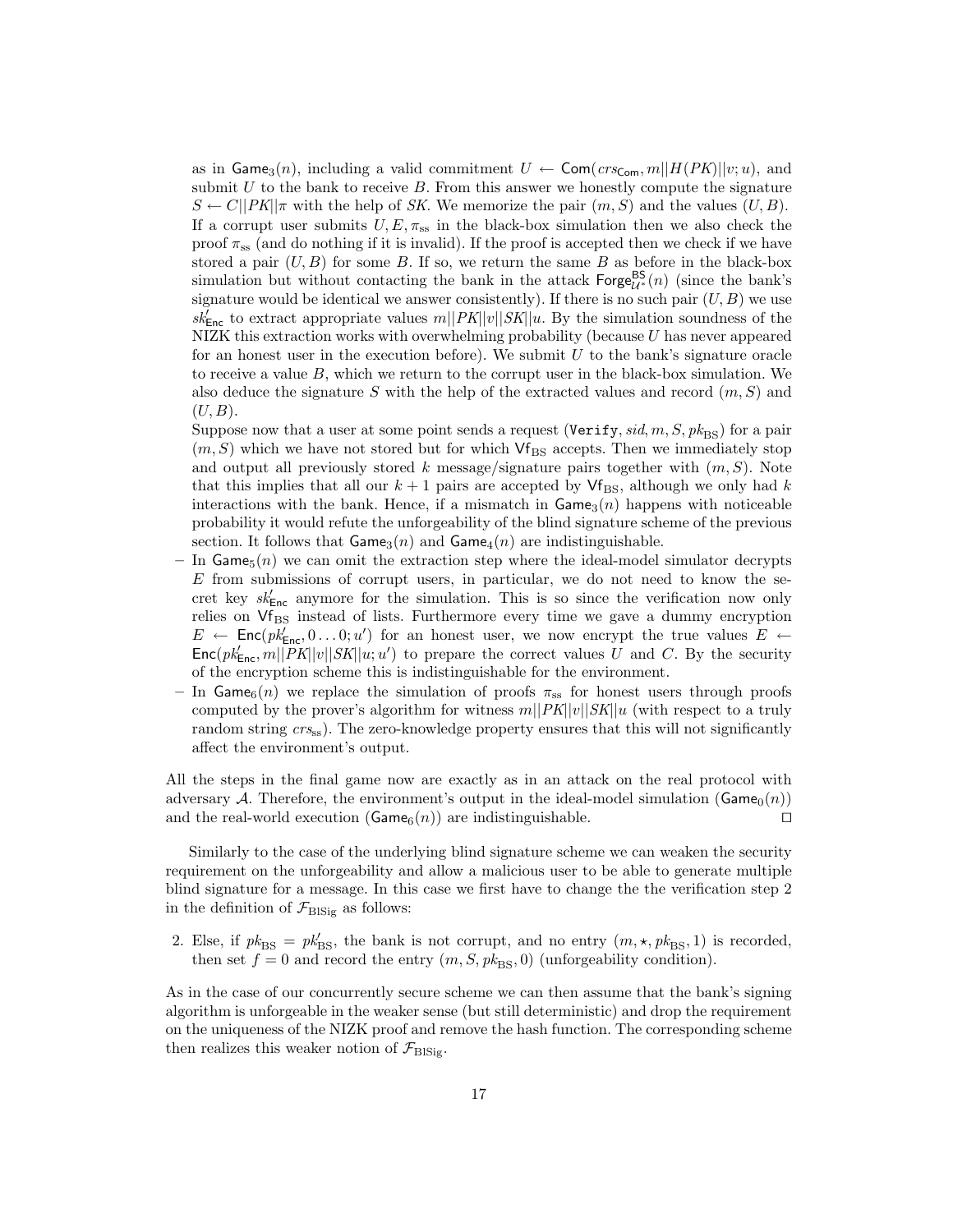as in $\mathsf{Game}_3(n)$, including a valid commitment $U \leftarrow \mathsf{Com}(crs_{\mathsf{Com}}, m||H(PK)||v; u)$, and submit $U$ to the bank to receive $B$. From this answer we honestly compute the signature $S \leftarrow C||PK||\pi$ with the help of $SK$. We memorize the pair $(m, S)$ and the values $(U, B)$. If a corrupt user submits $U, E, \pi_{\mathrm{ss}}$ in the black-box simulation then we also check the proof $\pi_{\mathrm{ss}}$ (and do nothing if it is invalid). If the proof is accepted then we check if we have stored a pair $(U, B)$ for some $B$. If so, we return the same $B$ as before in the black-box simulation but without contacting the bank in the attack $\mathsf{Forge}^{\mathsf{BS}}_{\mathcal{U}^*}(n)$ (since the bank's signature would be identical we answer consistently). If there is no such pair $(U, B)$ we use $sk'_{\mathsf{Enc}}$ to extract appropriate values $m||PK||v||SK||u$. By the simulation soundness of the NIZK this extraction works with overwhelming probability (because $U$ has never appeared for an honest user in the execution before). We submit $U$ to the bank's signature oracle to receive a value $B$, which we return to the corrupt user in the black-box simulation. We also deduce the signature $S$ with the help of the extracted values and record $(m, S)$ and $(U, B)$.

Suppose now that a user at some point sends a request $(\texttt{Verify}, sid, m, S, pk_{\mathrm{BS}})$ for a pair $(m, S)$ which we have not stored but for which $\mathsf{Vf}_{\mathrm{BS}}$ accepts. Then we immediately stop and output all previously stored $k$ message/signature pairs together with $(m, S)$. Note that this implies that all our $k + 1$ pairs are accepted by $\mathsf{Vf}_{\mathrm{BS}}$, although we only had $k$ interactions with the bank. Hence, if a mismatch in $\mathsf{Game}_3(n)$ happens with noticeable probability it would refute the unforgeability of the blind signature scheme of the previous section. It follows that $\mathsf{Game}_3(n)$ and $\mathsf{Game}_4(n)$ are indistinguishable.

- In $\mathsf{Game}_5(n)$ we can omit the extraction step where the ideal-model simulator decrypts $E$ from submissions of corrupt users, in particular, we do not need to know the secret key $sk'_{\mathsf{Enc}}$ anymore for the simulation. This is so since the verification now only relies on $\mathsf{Vf}_{\mathrm{BS}}$ instead of lists. Furthermore every time we gave a dummy encryption $E \leftarrow \mathsf{Enc}(pk'_{\mathsf{Enc}}, 0 \ldots 0; u')$ for an honest user, we now encrypt the true values $E \leftarrow \mathsf{Enc}(pk'_{\mathsf{Enc}}, m||PK||v||SK||u; u')$ to prepare the correct values $U$ and $C$. By the security of the encryption scheme this is indistinguishable for the environment.
- In $\mathsf{Game}_6(n)$ we replace the simulation of proofs $\pi_{\mathrm{ss}}$ for honest users through proofs computed by the prover's algorithm for witness $m||PK||v||SK||u$ (with respect to a truly random string $crs_{\mathrm{ss}}$). The zero-knowledge property ensures that this will not significantly affect the environment's output.

All the steps in the final game now are exactly as in an attack on the real protocol with adversary $\mathcal{A}$. Therefore, the environment's output in the ideal-model simulation ($\mathsf{Game}_0(n)$) and the real-world execution ($\mathsf{Game}_6(n)$) are indistinguishable. □

Similarly to the case of the underlying blind signature scheme we can weaken the security requirement on the unforgeability and allow a malicious user to be able to generate multiple blind signature for a message. In this case we first have to change the the verification step 2 in the definition of $\mathcal{F}_{\mathrm{BlSig}}$ as follows:

2. Else, if $pk_{\mathrm{BS}} = pk'_{\mathrm{BS}}$, the bank is not corrupt, and no entry $(m, \star, pk_{\mathrm{BS}}, 1)$ is recorded, then set $f = 0$ and record the entry $(m, S, pk_{\mathrm{BS}}, 0)$ (unforgeability condition).

As in the case of our concurrently secure scheme we can then assume that the bank's signing algorithm is unforgeable in the weaker sense (but still deterministic) and drop the requirement on the uniqueness of the NIZK proof and remove the hash function. The corresponding scheme then realizes this weaker notion of $\mathcal{F}_{\mathrm{BlSig}}$.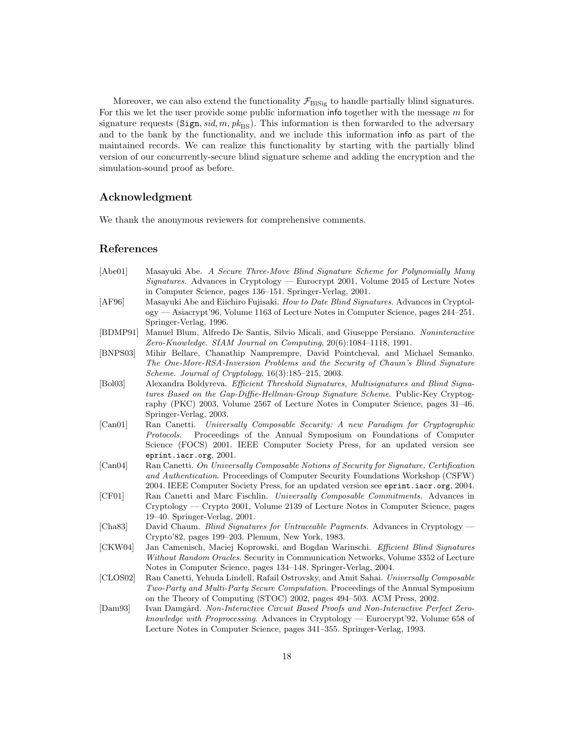Moreover, we can also extend the functionality $\mathcal{F}_{\text{BlSig}}$ to handle partially blind signatures. For this we let the user provide some public information $\mathsf{info}$ together with the message $m$ for signature requests $(\texttt{Sign}, sid, m, pk_{\text{BS}})$. This information is then forwarded to the adversary and to the bank by the functionality, and we include this information $\mathsf{info}$ as part of the maintained records. We can realize this functionality by starting with the partially blind version of our concurrently-secure blind signature scheme and adding the encryption and the simulation-sound proof as before.

## Acknowledgment

We thank the anonymous reviewers for comprehensive comments.

## References

- [Abe01] Masayuki Abe. *A Secure Three-Move Blind Signature Scheme for Polynomially Many Signatures*. Advances in Cryptology — Eurocrypt 2001, Volume 2045 of Lecture Notes in Computer Science, pages 136–151. Springer-Verlag, 2001.
- [AF96] Masayuki Abe and Eiichiro Fujisaki. *How to Date Blind Signatures*. Advances in Cryptology — Asiacrypt'96, Volume 1163 of Lecture Notes in Computer Science, pages 244–251. Springer-Verlag, 1996.
- [BDMP91] Manuel Blum, Alfredo De Santis, Silvio Micali, and Giuseppe Persiano. *Noninteractive Zero-Knowledge*. *SIAM Journal on Computing*, 20(6):1084–1118, 1991.
- [BNPS03] Mihir Bellare, Chanathip Namprempre, David Pointcheval, and Michael Semanko. *The One-More-RSA-Inversion Problems and the Security of Chaum's Blind Signature Scheme*. *Journal of Cryptology*, 16(3):185–215, 2003.
- [Bol03] Alexandra Boldyreva. *Efficient Threshold Signatures, Multisignatures and Blind Signatures Based on the Gap-Diffie-Hellman-Group Signature Scheme*. Public-Key Cryptography (PKC) 2003, Volume 2567 of Lecture Notes in Computer Science, pages 31–46. Springer-Verlag, 2003.
- [Can01] Ran Canetti. *Universally Composable Security: A new Paradigm for Cryptographic Protocols*. Proceedings of the Annual Symposium on Foundations of Computer Science (FOCS) 2001. IEEE Computer Society Press, for an updated version see `eprint.iacr.org`, 2001.
- [Can04] Ran Canetti. *On Universally Composable Notions of Security for Signature, Certification and Authentication*. Proceedings of Computer Security Foundations Workshop (CSFW) 2004. IEEE Computer Society Press, for an updated version see `eprint.iacr.org`, 2004.
- [CF01] Ran Canetti and Marc Fischlin. *Universally Composable Commitments*. Advances in Cryptology — Crypto 2001, Volume 2139 of Lecture Notes in Computer Science, pages 19–40. Springer-Verlag, 2001.
- [Cha83] David Chaum. *Blind Signatures for Untraceable Payments*. Advances in Cryptology — Crypto'82, pages 199–203. Plemum, New York, 1983.
- [CKW04] Jan Camenisch, Maciej Koprowski, and Bogdan Warinschi. *Efficient Blind Signatures Without Random Oracles*. Security in Communication Networks, Volume 3352 of Lecture Notes in Computer Science, pages 134–148. Springer-Verlag, 2004.
- [CLOS02] Ran Canetti, Yehuda Lindell, Rafail Ostrovsky, and Amit Sahai. *Universally Composable Two-Party and Multi-Party Secure Computation*. Proceedings of the Annual Symposium on the Theory of Computing (STOC) 2002, pages 494–503. ACM Press, 2002.
- [Dam93] Ivan Damgård. *Non-Interactive Circuit Based Proofs and Non-Interactive Perfect Zero-knowledge with Proprocessing*. Advances in Cryptology — Eurocrypt'92, Volume 658 of Lecture Notes in Computer Science, pages 341–355. Springer-Verlag, 1993.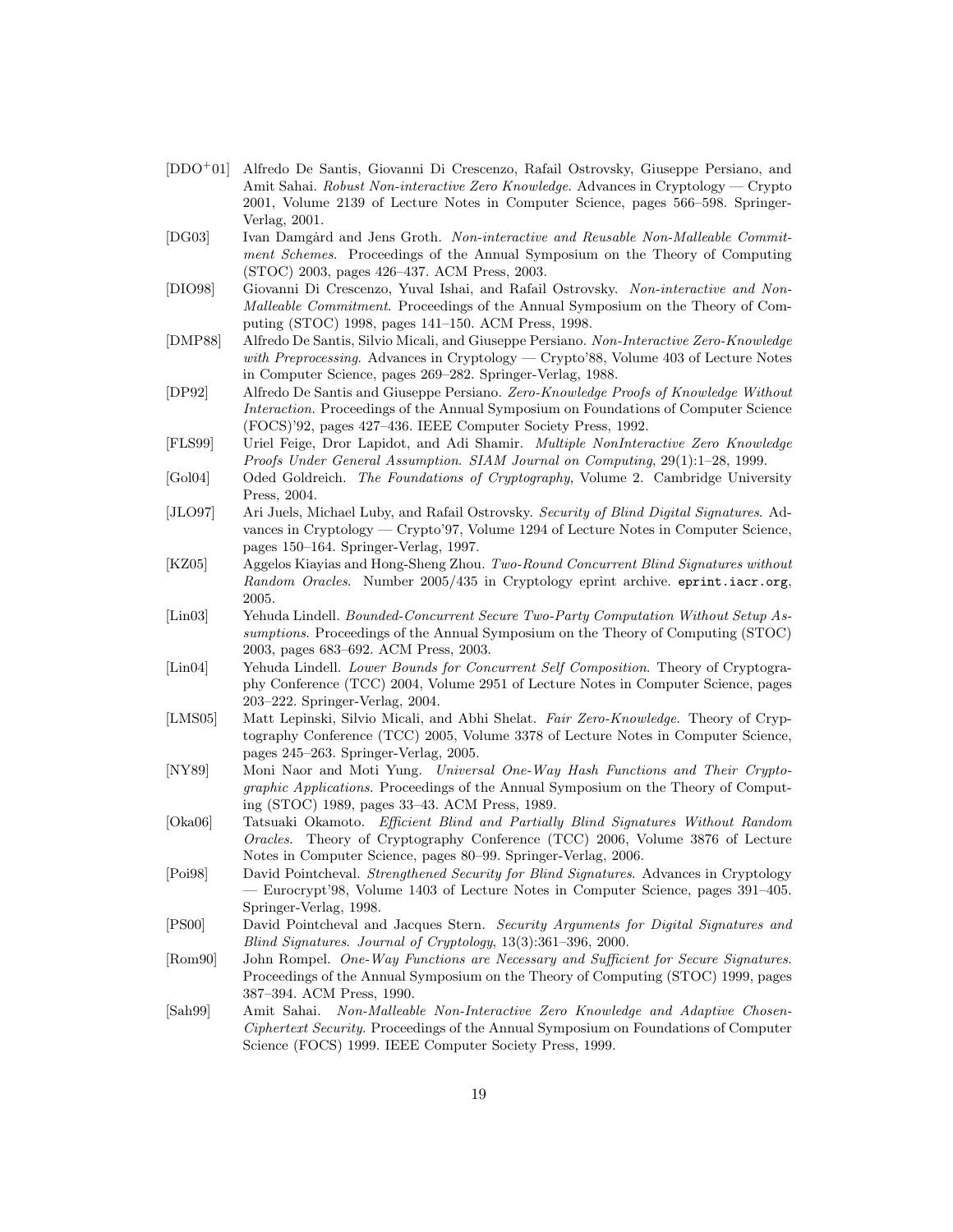[DDO+01] Alfredo De Santis, Giovanni Di Crescenzo, Rafail Ostrovsky, Giuseppe Persiano, and Amit Sahai. *Robust Non-interactive Zero Knowledge*. Advances in Cryptology — Crypto 2001, Volume 2139 of Lecture Notes in Computer Science, pages 566–598. Springer-Verlag, 2001.

[DG03] Ivan Damgård and Jens Groth. *Non-interactive and Reusable Non-Malleable Commitment Schemes*. Proceedings of the Annual Symposium on the Theory of Computing (STOC) 2003, pages 426–437. ACM Press, 2003.

[DIO98] Giovanni Di Crescenzo, Yuval Ishai, and Rafail Ostrovsky. *Non-interactive and Non-Malleable Commitment*. Proceedings of the Annual Symposium on the Theory of Computing (STOC) 1998, pages 141–150. ACM Press, 1998.

[DMP88] Alfredo De Santis, Silvio Micali, and Giuseppe Persiano. *Non-Interactive Zero-Knowledge with Preprocessing*. Advances in Cryptology — Crypto'88, Volume 403 of Lecture Notes in Computer Science, pages 269–282. Springer-Verlag, 1988.

[DP92] Alfredo De Santis and Giuseppe Persiano. *Zero-Knowledge Proofs of Knowledge Without Interaction*. Proceedings of the Annual Symposium on Foundations of Computer Science (FOCS)'92, pages 427–436. IEEE Computer Society Press, 1992.

[FLS99] Uriel Feige, Dror Lapidot, and Adi Shamir. *Multiple NonInteractive Zero Knowledge Proofs Under General Assumption*. *SIAM Journal on Computing*, 29(1):1–28, 1999.

[Gol04] Oded Goldreich. *The Foundations of Cryptography*, Volume 2. Cambridge University Press, 2004.

[JLO97] Ari Juels, Michael Luby, and Rafail Ostrovsky. *Security of Blind Digital Signatures*. Advances in Cryptology — Crypto'97, Volume 1294 of Lecture Notes in Computer Science, pages 150–164. Springer-Verlag, 1997.

[KZ05] Aggelos Kiayias and Hong-Sheng Zhou. *Two-Round Concurrent Blind Signatures without Random Oracles*. Number 2005/435 in Cryptology eprint archive. `eprint.iacr.org`, 2005.

[Lin03] Yehuda Lindell. *Bounded-Concurrent Secure Two-Party Computation Without Setup Assumptions*. Proceedings of the Annual Symposium on the Theory of Computing (STOC) 2003, pages 683–692. ACM Press, 2003.

[Lin04] Yehuda Lindell. *Lower Bounds for Concurrent Self Composition*. Theory of Cryptography Conference (TCC) 2004, Volume 2951 of Lecture Notes in Computer Science, pages 203–222. Springer-Verlag, 2004.

[LMS05] Matt Lepinski, Silvio Micali, and Abhi Shelat. *Fair Zero-Knowledge*. Theory of Cryptography Conference (TCC) 2005, Volume 3378 of Lecture Notes in Computer Science, pages 245–263. Springer-Verlag, 2005.

[NY89] Moni Naor and Moti Yung. *Universal One-Way Hash Functions and Their Cryptographic Applications*. Proceedings of the Annual Symposium on the Theory of Computing (STOC) 1989, pages 33–43. ACM Press, 1989.

[Oka06] Tatsuaki Okamoto. *Efficient Blind and Partially Blind Signatures Without Random Oracles*. Theory of Cryptography Conference (TCC) 2006, Volume 3876 of Lecture Notes in Computer Science, pages 80–99. Springer-Verlag, 2006.

[Poi98] David Pointcheval. *Strengthened Security for Blind Signatures*. Advances in Cryptology — Eurocrypt'98, Volume 1403 of Lecture Notes in Computer Science, pages 391–405. Springer-Verlag, 1998.

[PS00] David Pointcheval and Jacques Stern. *Security Arguments for Digital Signatures and Blind Signatures*. *Journal of Cryptology*, 13(3):361–396, 2000.

[Rom90] John Rompel. *One-Way Functions are Necessary and Sufficient for Secure Signatures*. Proceedings of the Annual Symposium on the Theory of Computing (STOC) 1999, pages 387–394. ACM Press, 1990.

[Sah99] Amit Sahai. *Non-Malleable Non-Interactive Zero Knowledge and Adaptive Chosen-Ciphertext Security*. Proceedings of the Annual Symposium on Foundations of Computer Science (FOCS) 1999. IEEE Computer Society Press, 1999.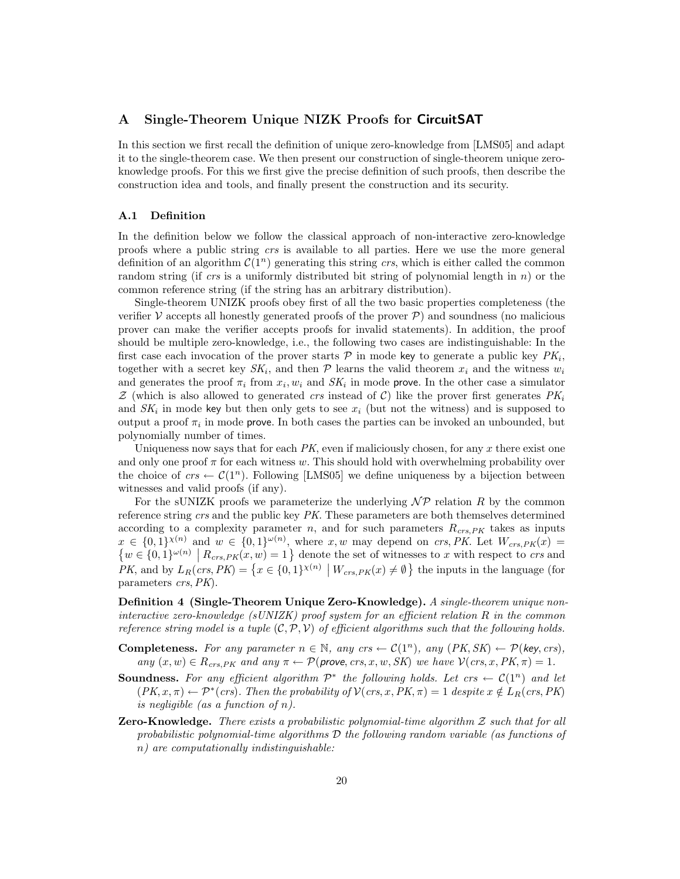# A Single-Theorem Unique NIZK Proofs for CircuitSAT

In this section we first recall the definition of unique zero-knowledge from [LMS05] and adapt it to the single-theorem case. We then present our construction of single-theorem unique zero-knowledge proofs. For this we first give the precise definition of such proofs, then describe the construction idea and tools, and finally present the construction and its security.

## A.1 Definition

In the definition below we follow the classical approach of non-interactive zero-knowledge proofs where a public string *crs* is available to all parties. Here we use the more general definition of an algorithm $\mathcal{C}(1^n)$ generating this string *crs*, which is either called the common random string (if *crs* is a uniformly distributed bit string of polynomial length in $n$) or the common reference string (if the string has an arbitrary distribution).

Single-theorem UNIZK proofs obey first of all the two basic properties completeness (the verifier $\mathcal{V}$ accepts all honestly generated proofs of the prover $\mathcal{P}$) and soundness (no malicious prover can make the verifier accepts proofs for invalid statements). In addition, the proof should be multiple zero-knowledge, i.e., the following two cases are indistinguishable: In the first case each invocation of the prover starts $\mathcal{P}$ in mode key to generate a public key $PK_i$, together with a secret key $SK_i$, and then $\mathcal{P}$ learns the valid theorem $x_i$ and the witness $w_i$ and generates the proof $\pi_i$ from $x_i, w_i$ and $SK_i$ in mode prove. In the other case a simulator $\mathcal{Z}$ (which is also allowed to generated *crs* instead of $\mathcal{C}$) like the prover first generates $PK_i$ and $SK_i$ in mode key but then only gets to see $x_i$ (but not the witness) and is supposed to output a proof $\pi_i$ in mode prove. In both cases the parties can be invoked an unbounded, but polynomially number of times.

Uniqueness now says that for each $PK$, even if maliciously chosen, for any $x$ there exist one and only one proof $\pi$ for each witness $w$. This should hold with overwhelming probability over the choice of $crs \leftarrow \mathcal{C}(1^n)$. Following [LMS05] we define uniqueness by a bijection between witnesses and valid proofs (if any).

For the sUNIZK proofs we parameterize the underlying $\mathcal{NP}$ relation $R$ by the common reference string *crs* and the public key $PK$. These parameters are both themselves determined according to a complexity parameter $n$, and for such parameters $R_{crs,PK}$ takes as inputs $x \in \{0,1\}^{\chi(n)}$ and $w \in \{0,1\}^{\omega(n)}$, where $x, w$ may depend on $crs, PK$. Let $W_{crs,PK}(x) = \{w \in \{0,1\}^{\omega(n)} \mid R_{crs,PK}(x,w) = 1\}$ denote the set of witnesses to $x$ with respect to *crs* and $PK$, and by $L_R(crs, PK) = \{x \in \{0,1\}^{\chi(n)} \mid W_{crs,PK}(x) \neq \emptyset\}$ the inputs in the language (for parameters $crs, PK$).

**Definition 4 (Single-Theorem Unique Zero-Knowledge).** *A single-theorem unique non-interactive zero-knowledge (sUNIZK) proof system for an efficient relation $R$ in the common reference string model is a tuple $(\mathcal{C}, \mathcal{P}, \mathcal{V})$ of efficient algorithms such that the following holds.*

**Completeness.** *For any parameter $n \in \mathbb{N}$, any $crs \leftarrow \mathcal{C}(1^n)$, any $(PK, SK) \leftarrow \mathcal{P}(\mathsf{key}, crs)$, any $(x,w) \in R_{crs,PK}$ and any $\pi \leftarrow \mathcal{P}(\mathsf{prove}, crs, x, w, SK)$ we have $\mathcal{V}(crs, x, PK, \pi) = 1$.*

**Soundness.** *For any efficient algorithm $\mathcal{P}^*$ the following holds. Let $crs \leftarrow \mathcal{C}(1^n)$ and let $(PK, x, \pi) \leftarrow \mathcal{P}^*(crs)$. Then the probability of $\mathcal{V}(crs, x, PK, \pi) = 1$ despite $x \notin L_R(crs, PK)$ is negligible (as a function of $n$).*

**Zero-Knowledge.** *There exists a probabilistic polynomial-time algorithm $\mathcal{Z}$ such that for all probabilistic polynomial-time algorithms $\mathcal{D}$ the following random variable (as functions of $n$) are computationally indistinguishable:*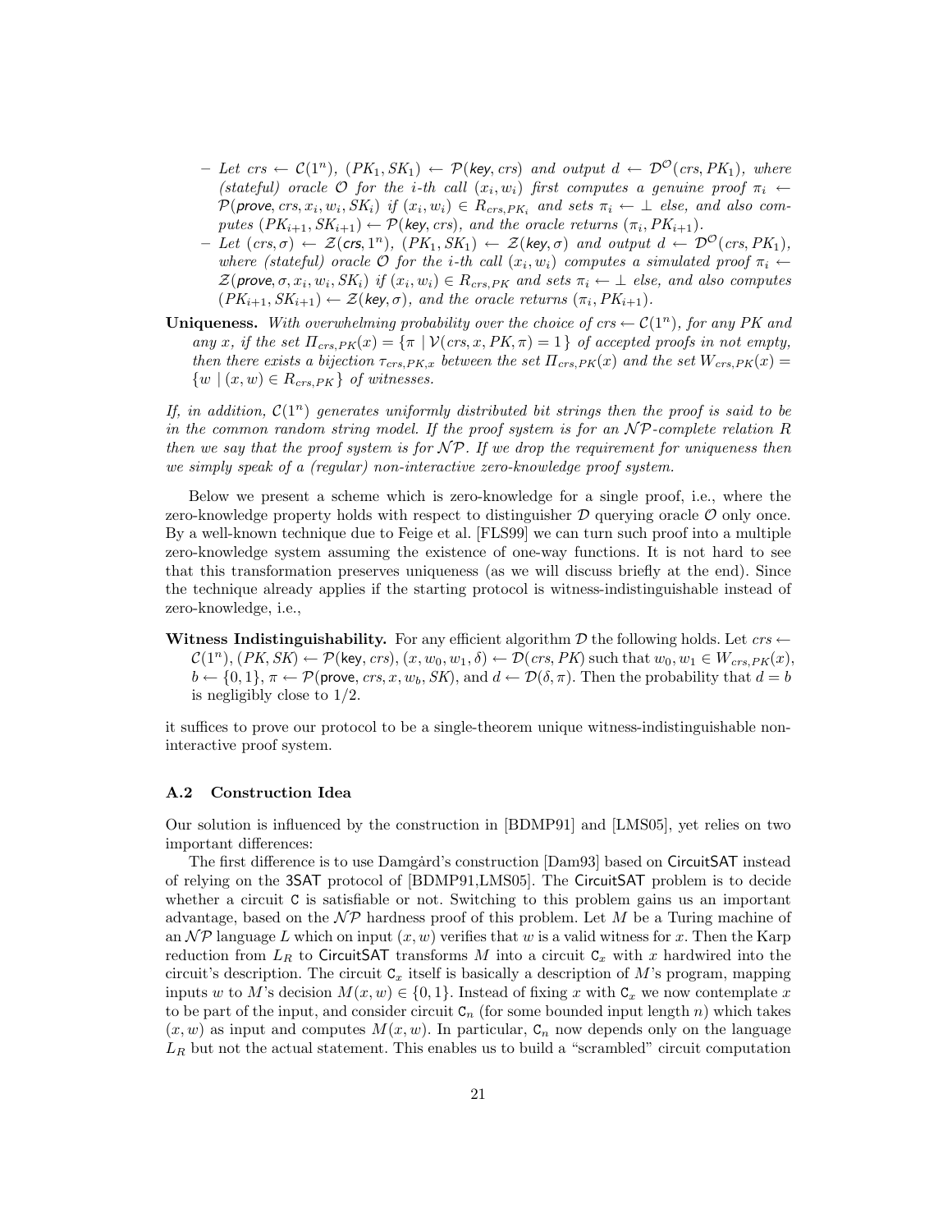- *Let $crs \leftarrow \mathcal{C}(1^n)$, $(PK_1, SK_1) \leftarrow \mathcal{P}(\mathsf{key}, crs)$ and output $d \leftarrow \mathcal{D}^{\mathcal{O}}(crs, PK_1)$, where (stateful) oracle $\mathcal{O}$ for the $i$-th call $(x_i, w_i)$ first computes a genuine proof $\pi_i \leftarrow \mathcal{P}(\mathsf{prove}, crs, x_i, w_i, SK_i)$ if $(x_i, w_i) \in R_{crs,PK_i}$ and sets $\pi_i \leftarrow \perp$ else, and also computes $(PK_{i+1}, SK_{i+1}) \leftarrow \mathcal{P}(\mathsf{key}, crs)$, and the oracle returns $(\pi_i, PK_{i+1})$.*
- *Let $(crs, \sigma) \leftarrow \mathcal{Z}(\mathsf{crs}, 1^n)$, $(PK_1, SK_1) \leftarrow \mathcal{Z}(\mathsf{key}, \sigma)$ and output $d \leftarrow \mathcal{D}^{\mathcal{O}}(crs, PK_1)$, where (stateful) oracle $\mathcal{O}$ for the $i$-th call $(x_i, w_i)$ computes a simulated proof $\pi_i \leftarrow \mathcal{Z}(\mathsf{prove}, \sigma, x_i, w_i, SK_i)$ if $(x_i, w_i) \in R_{crs,PK}$ and sets $\pi_i \leftarrow \perp$ else, and also computes $(PK_{i+1}, SK_{i+1}) \leftarrow \mathcal{Z}(\mathsf{key}, \sigma)$, and the oracle returns $(\pi_i, PK_{i+1})$.*

**Uniqueness.** *With overwhelming probability over the choice of $crs \leftarrow \mathcal{C}(1^n)$, for any $PK$ and any $x$, if the set $\Pi_{crs,PK}(x) = \{\pi \mid \mathcal{V}(crs, x, PK, \pi) = 1\}$ of accepted proofs in not empty, then there exists a bijection $\tau_{crs,PK,x}$ between the set $\Pi_{crs,PK}(x)$ and the set $W_{crs,PK}(x) = \{w \mid (x, w) \in R_{crs,PK}\}$ of witnesses.*

*If, in addition, $\mathcal{C}(1^n)$ generates uniformly distributed bit strings then the proof is said to be in the common random string model. If the proof system is for an $\mathcal{NP}$-complete relation $R$ then we say that the proof system is for $\mathcal{NP}$. If we drop the requirement for uniqueness then we simply speak of a (regular) non-interactive zero-knowledge proof system.*

Below we present a scheme which is zero-knowledge for a single proof, i.e., where the zero-knowledge property holds with respect to distinguisher $\mathcal{D}$ querying oracle $\mathcal{O}$ only once. By a well-known technique due to Feige et al. [FLS99] we can turn such proof into a multiple zero-knowledge system assuming the existence of one-way functions. It is not hard to see that this transformation preserves uniqueness (as we will discuss briefly at the end). Since the technique already applies if the starting protocol is witness-indistinguishable instead of zero-knowledge, i.e.,

**Witness Indistinguishability.** For any efficient algorithm $\mathcal{D}$ the following holds. Let $crs \leftarrow \mathcal{C}(1^n)$, $(PK, SK) \leftarrow \mathcal{P}(\mathsf{key}, crs)$, $(x, w_0, w_1, \delta) \leftarrow \mathcal{D}(crs, PK)$ such that $w_0, w_1 \in W_{crs,PK}(x)$, $b \leftarrow \{0, 1\}$, $\pi \leftarrow \mathcal{P}(\mathsf{prove}, crs, x, w_b, SK)$, and $d \leftarrow \mathcal{D}(\delta, \pi)$. Then the probability that $d = b$ is negligibly close to 1/2.

it suffices to prove our protocol to be a single-theorem unique witness-indistinguishable non-interactive proof system.

### A.2 Construction Idea

Our solution is influenced by the construction in [BDMP91] and [LMS05], yet relies on two important differences:

The first difference is to use Damgård's construction [Dam93] based on CircuitSAT instead of relying on the 3SAT protocol of [BDMP91,LMS05]. The CircuitSAT problem is to decide whether a circuit C is satisfiable or not. Switching to this problem gains us an important advantage, based on the $\mathcal{NP}$ hardness proof of this problem. Let $M$ be a Turing machine of an $\mathcal{NP}$ language $L$ which on input $(x, w)$ verifies that $w$ is a valid witness for $x$. Then the Karp reduction from $L_R$ to CircuitSAT transforms $M$ into a circuit $\mathsf{C}_x$ with $x$ hardwired into the circuit's description. The circuit $\mathsf{C}_x$ itself is basically a description of $M$'s program, mapping inputs $w$ to $M$'s decision $M(x, w) \in \{0, 1\}$. Instead of fixing $x$ with $\mathsf{C}_x$ we now contemplate $x$ to be part of the input, and consider circuit $\mathsf{C}_n$ (for some bounded input length $n$) which takes $(x, w)$ as input and computes $M(x, w)$. In particular, $\mathsf{C}_n$ now depends only on the language $L_R$ but not the actual statement. This enables us to build a "scrambled" circuit computation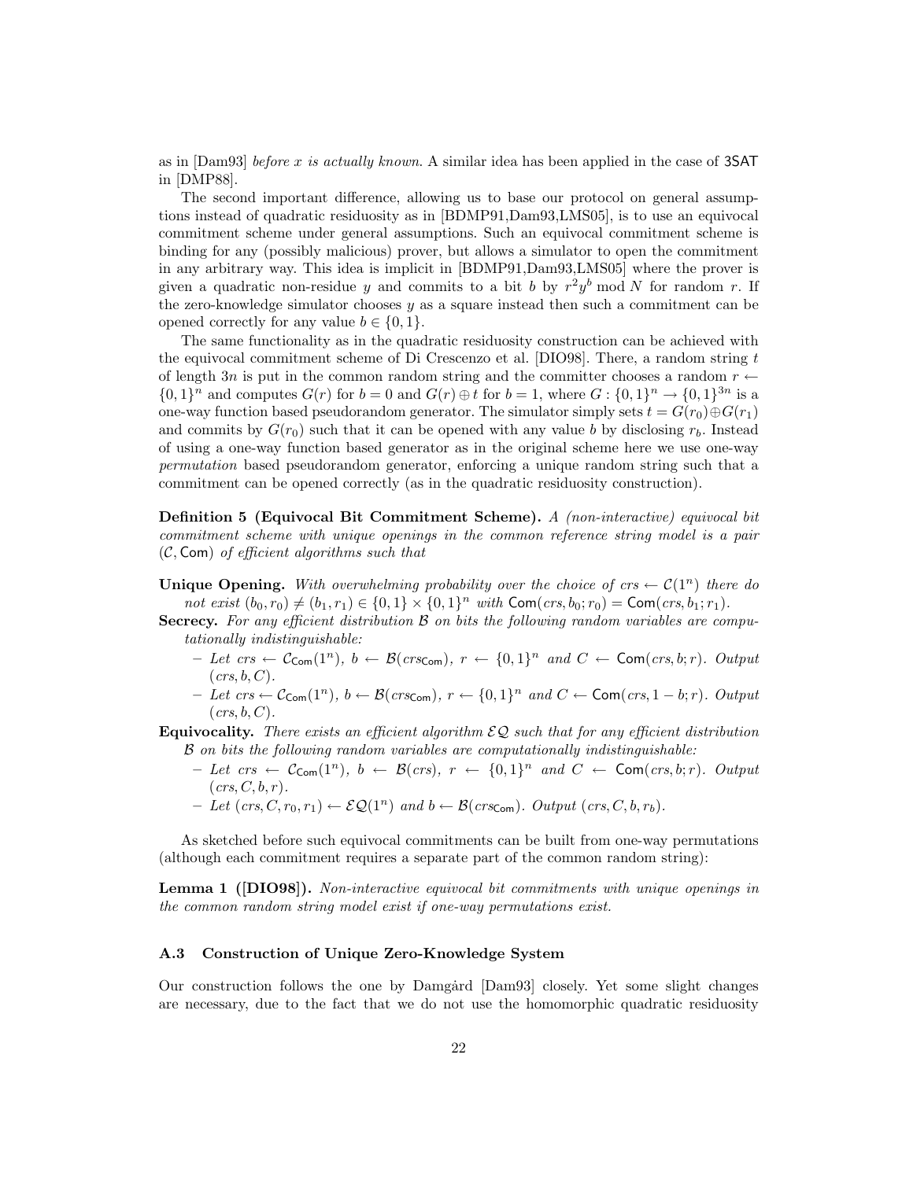as in [Dam93] *before $x$ is actually known*. A similar idea has been applied in the case of 3SAT in [DMP88].

The second important difference, allowing us to base our protocol on general assumptions instead of quadratic residuosity as in [BDMP91,Dam93,LMS05], is to use an equivocal commitment scheme under general assumptions. Such an equivocal commitment scheme is binding for any (possibly malicious) prover, but allows a simulator to open the commitment in any arbitrary way. This idea is implicit in [BDMP91,Dam93,LMS05] where the prover is given a quadratic non-residue $y$ and commits to a bit $b$ by $r^2 y^b \bmod N$ for random $r$. If the zero-knowledge simulator chooses $y$ as a square instead then such a commitment can be opened correctly for any value $b \in \{0,1\}$.

The same functionality as in the quadratic residuosity construction can be achieved with the equivocal commitment scheme of Di Crescenzo et al. [DIO98]. There, a random string $t$ of length $3n$ is put in the common random string and the committer chooses a random $r \leftarrow \{0,1\}^n$ and computes $G(r)$ for $b = 0$ and $G(r) \oplus t$ for $b = 1$, where $G : \{0,1\}^n \to \{0,1\}^{3n}$ is a one-way function based pseudorandom generator. The simulator simply sets $t = G(r_0) \oplus G(r_1)$ and commits by $G(r_0)$ such that it can be opened with any value $b$ by disclosing $r_b$. Instead of using a one-way function based generator as in the original scheme here we use one-way *permutation* based pseudorandom generator, enforcing a unique random string such that a commitment can be opened correctly (as in the quadratic residuosity construction).

**Definition 5 (Equivocal Bit Commitment Scheme).** *A (non-interactive) equivocal bit commitment scheme with unique openings in the common reference string model is a pair $(\mathcal{C}, \mathsf{Com})$ of efficient algorithms such that*

**Unique Opening.** *With overwhelming probability over the choice of $crs \leftarrow \mathcal{C}(1^n)$ there do not exist $(b_0, r_0) \neq (b_1, r_1) \in \{0,1\} \times \{0,1\}^n$ with $\mathsf{Com}(crs, b_0; r_0) = \mathsf{Com}(crs, b_1; r_1)$.*

**Secrecy.** *For any efficient distribution $\mathcal{B}$ on bits the following random variables are computationally indistinguishable:*

- *Let $crs \leftarrow \mathcal{C}_{\mathsf{Com}}(1^n)$, $b \leftarrow \mathcal{B}(crs_{\mathsf{Com}})$, $r \leftarrow \{0,1\}^n$ and $C \leftarrow \mathsf{Com}(crs, b; r)$. Output $(crs, b, C)$.*
- *Let $crs \leftarrow \mathcal{C}_{\mathsf{Com}}(1^n)$, $b \leftarrow \mathcal{B}(crs_{\mathsf{Com}})$, $r \leftarrow \{0,1\}^n$ and $C \leftarrow \mathsf{Com}(crs, 1-b; r)$. Output $(crs, b, C)$.*

**Equivocality.** *There exists an efficient algorithm $\mathcal{EQ}$ such that for any efficient distribution $\mathcal{B}$ on bits the following random variables are computationally indistinguishable:*

- *Let $crs \leftarrow \mathcal{C}_{\mathsf{Com}}(1^n)$, $b \leftarrow \mathcal{B}(crs)$, $r \leftarrow \{0,1\}^n$ and $C \leftarrow \mathsf{Com}(crs, b; r)$. Output $(crs, C, b, r)$.*
- *Let $(crs, C, r_0, r_1) \leftarrow \mathcal{EQ}(1^n)$ and $b \leftarrow \mathcal{B}(crs_{\mathsf{Com}})$. Output $(crs, C, b, r_b)$.*

As sketched before such equivocal commitments can be built from one-way permutations (although each commitment requires a separate part of the common random string):

**Lemma 1 ([DIO98]).** *Non-interactive equivocal bit commitments with unique openings in the common random string model exist if one-way permutations exist.*

### A.3 Construction of Unique Zero-Knowledge System

Our construction follows the one by Damgård [Dam93] closely. Yet some slight changes are necessary, due to the fact that we do not use the homomorphic quadratic residuosity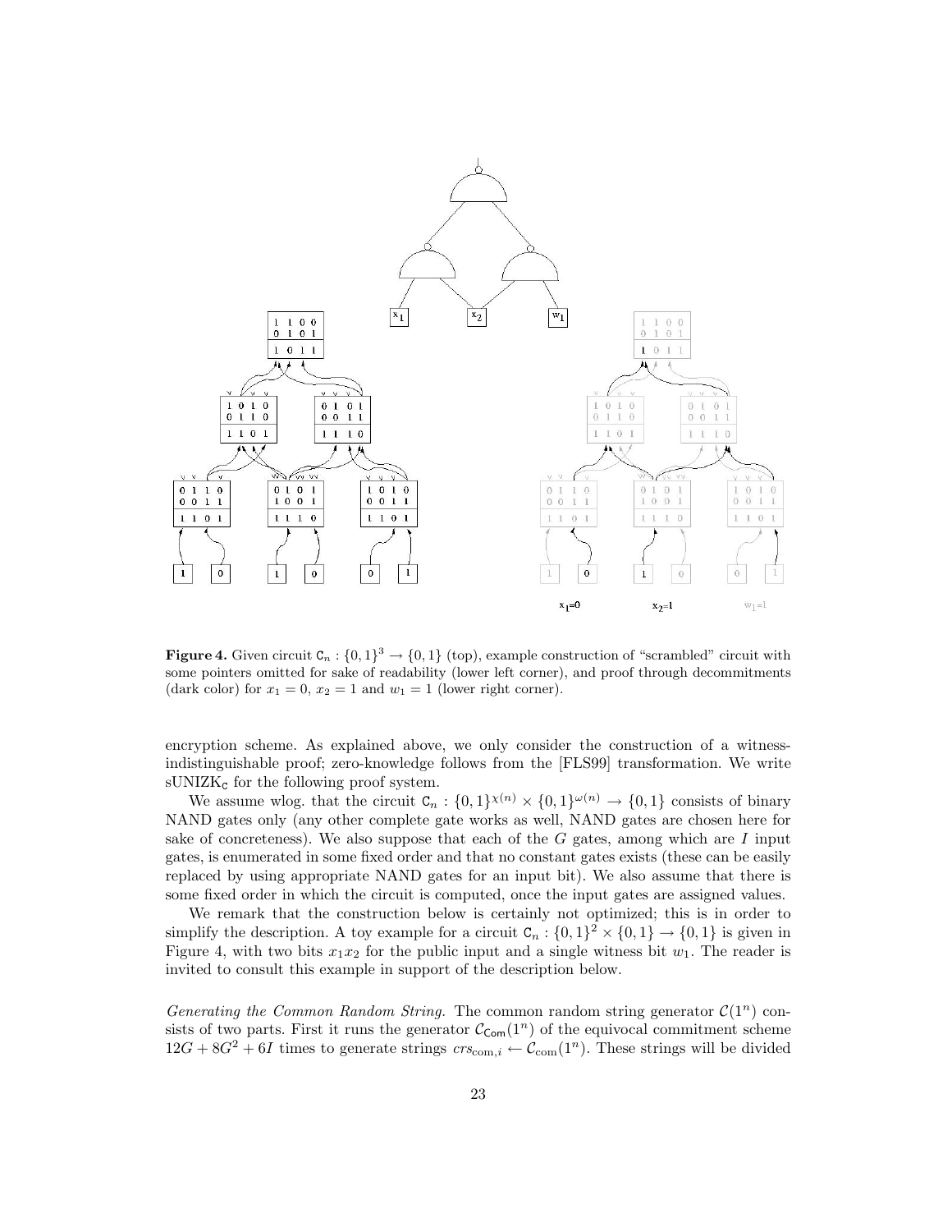**Figure 4.** Given circuit $\mathsf{C}_n : \{0,1\}^3 \to \{0,1\}$ (top), example construction of "scrambled" circuit with some pointers omitted for sake of readability (lower left corner), and proof through decommitments (dark color) for $x_1 = 0$, $x_2 = 1$ and $w_1 = 1$ (lower right corner).

encryption scheme. As explained above, we only consider the construction of a witness-indistinguishable proof; zero-knowledge follows from the [FLS99] transformation. We write $\mathrm{sUNIZK}_{\mathsf{C}}$ for the following proof system.

We assume wlog. that the circuit $\mathsf{C}_n : \{0,1\}^{\chi(n)} \times \{0,1\}^{\omega(n)} \to \{0,1\}$ consists of binary NAND gates only (any other complete gate works as well, NAND gates are chosen here for sake of concreteness). We also suppose that each of the $G$ gates, among which are $I$ input gates, is enumerated in some fixed order and that no constant gates exists (these can be easily replaced by using appropriate NAND gates for an input bit). We also assume that there is some fixed order in which the circuit is computed, once the input gates are assigned values.

We remark that the construction below is certainly not optimized; this is in order to simplify the description. A toy example for a circuit $\mathsf{C}_n : \{0,1\}^2 \times \{0,1\} \to \{0,1\}$ is given in Figure 4, with two bits $x_1 x_2$ for the public input and a single witness bit $w_1$. The reader is invited to consult this example in support of the description below.

*Generating the Common Random String.* The common random string generator $\mathcal{C}(1^n)$ consists of two parts. First it runs the generator $\mathcal{C}_{\mathsf{Com}}(1^n)$ of the equivocal commitment scheme $12G + 8G^2 + 6I$ times to generate strings $crs_{\mathrm{com},i} \leftarrow \mathcal{C}_{\mathrm{com}}(1^n)$. These strings will be divided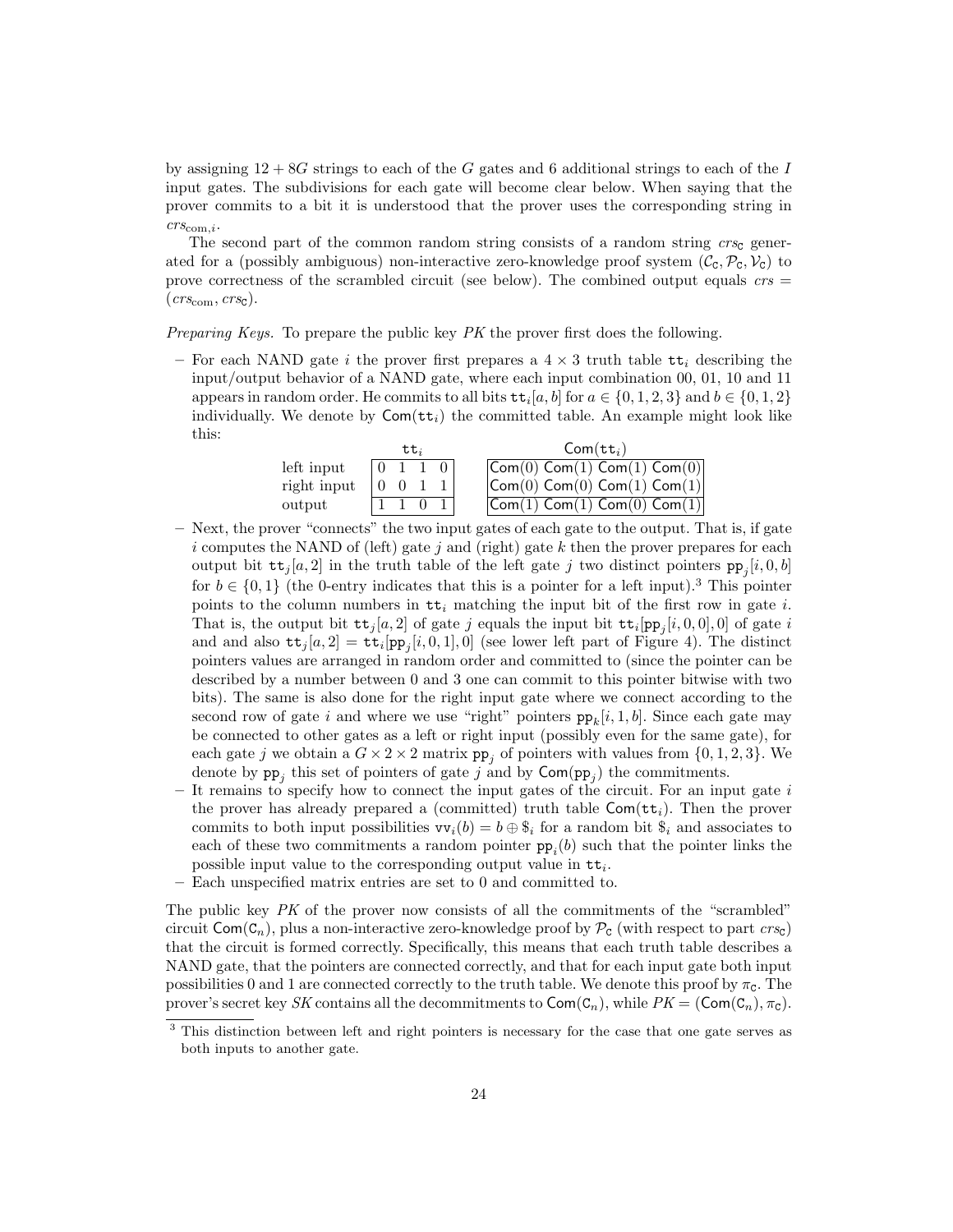by assigning $12 + 8G$ strings to each of the $G$ gates and 6 additional strings to each of the $I$ input gates. The subdivisions for each gate will become clear below. When saying that the prover commits to a bit it is understood that the prover uses the corresponding string in $crs_{\text{com},i}$.

The second part of the common random string consists of a random string $crs_{\mathsf{C}}$ generated for a (possibly ambiguous) non-interactive zero-knowledge proof system $(\mathcal{C}_{\mathsf{C}}, \mathcal{P}_{\mathsf{C}}, \mathcal{V}_{\mathsf{C}})$ to prove correctness of the scrambled circuit (see below). The combined output equals $crs = (crs_{\text{com}}, crs_{\mathsf{C}})$.

*Preparing Keys.* To prepare the public key $PK$ the prover first does the following.

– For each NAND gate $i$ the prover first prepares a $4 \times 3$ truth table $\mathtt{tt}_i$ describing the input/output behavior of a NAND gate, where each input combination 00, 01, 10 and 11 appears in random order. He commits to all bits $\mathtt{tt}_i[a, b]$ for $a \in \{0, 1, 2, 3\}$ and $b \in \{0, 1, 2\}$ individually. We denote by $\mathsf{Com}(\mathtt{tt}_i)$ the committed table. An example might look like this:

| | $\mathtt{tt}_i$ | | | | $\mathsf{Com}(\mathtt{tt}_i)$ | | | |
|---|---|---|---|---|---|---|---|---|
| left input | 0 | 1 | 1 | 0 | $\mathsf{Com}(0)$ | $\mathsf{Com}(1)$ | $\mathsf{Com}(1)$ | $\mathsf{Com}(0)$ |
| right input | 0 | 0 | 1 | 1 | $\mathsf{Com}(0)$ | $\mathsf{Com}(0)$ | $\mathsf{Com}(1)$ | $\mathsf{Com}(1)$ |
| output | 1 | 1 | 0 | 1 | $\mathsf{Com}(1)$ | $\mathsf{Com}(1)$ | $\mathsf{Com}(0)$ | $\mathsf{Com}(1)$ |

– Next, the prover "connects" the two input gates of each gate to the output. That is, if gate $i$ computes the NAND of (left) gate $j$ and (right) gate $k$ then the prover prepares for each output bit $\mathtt{tt}_j[a, 2]$ in the truth table of the left gate $j$ two distinct pointers $\mathtt{pp}_j[i, 0, b]$ for $b \in \{0, 1\}$ (the 0-entry indicates that this is a pointer for a left input).[3] This pointer points to the column numbers in $\mathtt{tt}_i$ matching the input bit of the first row in gate $i$. That is, the output bit $\mathtt{tt}_j[a, 2]$ of gate $j$ equals the input bit $\mathtt{tt}_i[\mathtt{pp}_j[i, 0, 0], 0]$ of gate $i$ and and also $\mathtt{tt}_j[a, 2] = \mathtt{tt}_i[\mathtt{pp}_j[i, 0, 1], 0]$ (see lower left part of Figure 4). The distinct pointers values are arranged in random order and committed to (since the pointer can be described by a number between 0 and 3 one can commit to this pointer bitwise with two bits). The same is also done for the right input gate where we connect according to the second row of gate $i$ and where we use "right" pointers $\mathtt{pp}_k[i, 1, b]$. Since each gate may be connected to other gates as a left or right input (possibly even for the same gate), for each gate $j$ we obtain a $G \times 2 \times 2$ matrix $\mathtt{pp}_j$ of pointers with values from $\{0, 1, 2, 3\}$. We denote by $\mathtt{pp}_j$ this set of pointers of gate $j$ and by $\mathsf{Com}(\mathtt{pp}_j)$ the commitments.

– It remains to specify how to connect the input gates of the circuit. For an input gate $i$ the prover has already prepared a (committed) truth table $\mathsf{Com}(\mathtt{tt}_i)$. Then the prover commits to both input possibilities $\mathtt{vv}_i(b) = b \oplus \$_i$ for a random bit $\$_i$ and associates to each of these two commitments a random pointer $\mathtt{pp}_i(b)$ such that the pointer links the possible input value to the corresponding output value in $\mathtt{tt}_i$.

– Each unspecified matrix entries are set to 0 and committed to.

The public key $PK$ of the prover now consists of all the commitments of the "scrambled" circuit $\mathsf{Com}(\mathsf{C}_n)$, plus a non-interactive zero-knowledge proof by $\mathcal{P}_{\mathsf{C}}$ (with respect to part $crs_{\mathsf{C}}$) that the circuit is formed correctly. Specifically, this means that each truth table describes a NAND gate, that the pointers are connected correctly, and that for each input gate both input possibilities 0 and 1 are connected correctly to the truth table. We denote this proof by $\pi_{\mathsf{C}}$. The prover's secret key $SK$ contains all the decommitments to $\mathsf{Com}(\mathsf{C}_n)$, while $PK = (\mathsf{Com}(\mathsf{C}_n), \pi_{\mathsf{C}})$.

---

[3] This distinction between left and right pointers is necessary for the case that one gate serves as both inputs to another gate.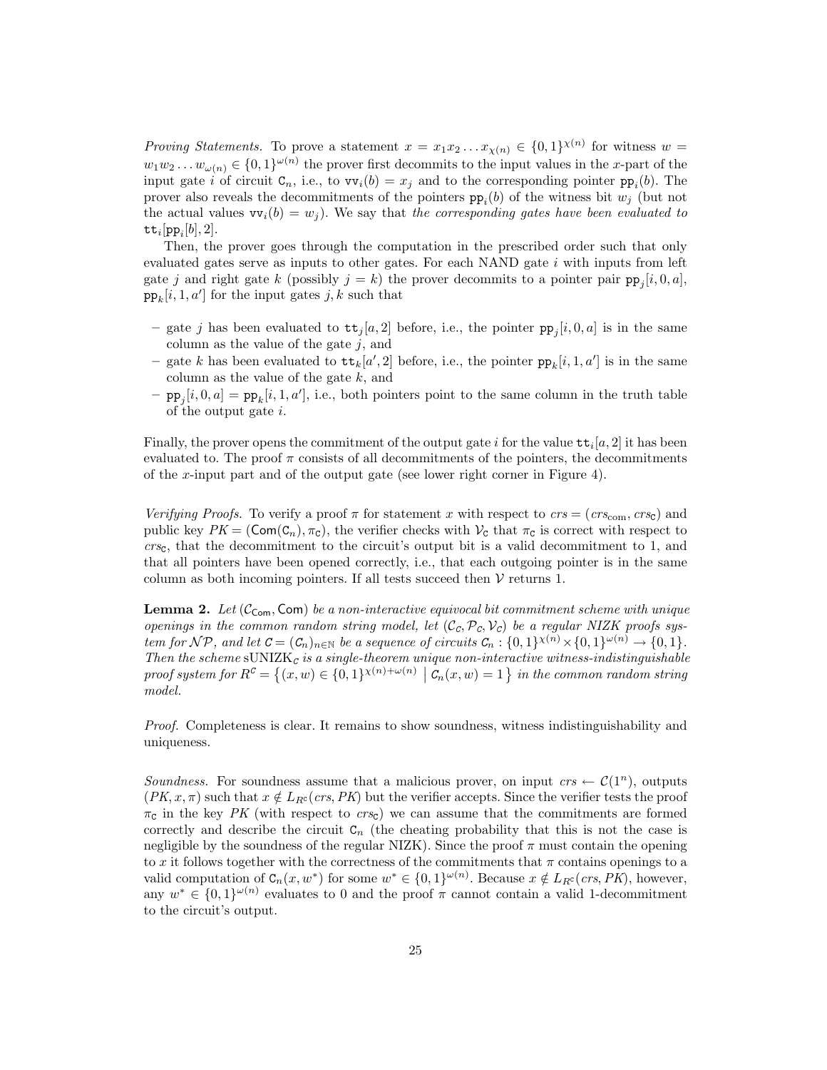*Proving Statements.* To prove a statement $x = x_1 x_2 \dots x_{\chi(n)} \in \{0,1\}^{\chi(n)}$ for witness $w = w_1 w_2 \dots w_{\omega(n)} \in \{0,1\}^{\omega(n)}$ the prover first decommits to the input values in the $x$-part of the input gate $i$ of circuit $\mathsf{C}_n$, i.e., to $\mathtt{vv}_i(b) = x_j$ and to the corresponding pointer $\mathtt{pp}_i(b)$. The prover also reveals the decommitments of the pointers $\mathtt{pp}_i(b)$ of the witness bit $w_j$ (but not the actual values $\mathtt{vv}_i(b) = w_j$). We say that *the corresponding gates have been evaluated to* $\mathtt{tt}_i[\mathtt{pp}_i[b], 2]$.

Then, the prover goes through the computation in the prescribed order such that only evaluated gates serve as inputs to other gates. For each NAND gate $i$ with inputs from left gate $j$ and right gate $k$ (possibly $j = k$) the prover decommits to a pointer pair $\mathtt{pp}_j[i, 0, a]$, $\mathtt{pp}_k[i, 1, a']$ for the input gates $j, k$ such that

- gate $j$ has been evaluated to $\mathtt{tt}_j[a, 2]$ before, i.e., the pointer $\mathtt{pp}_j[i, 0, a]$ is in the same column as the value of the gate $j$, and
- gate $k$ has been evaluated to $\mathtt{tt}_k[a', 2]$ before, i.e., the pointer $\mathtt{pp}_k[i, 1, a']$ is in the same column as the value of the gate $k$, and
- $\mathtt{pp}_j[i, 0, a] = \mathtt{pp}_k[i, 1, a']$, i.e., both pointers point to the same column in the truth table of the output gate $i$.

Finally, the prover opens the commitment of the output gate $i$ for the value $\mathtt{tt}_i[a, 2]$ it has been evaluated to. The proof $\pi$ consists of all decommitments of the pointers, the decommitments of the $x$-input part and of the output gate (see lower right corner in Figure 4).

*Verifying Proofs.* To verify a proof $\pi$ for statement $x$ with respect to $crs = (crs_{\text{com}}, crs_{\mathsf{C}})$ and public key $PK = (\mathsf{Com}(\mathsf{C}_n), \pi_{\mathsf{C}})$, the verifier checks with $\mathcal{V}_{\mathsf{C}}$ that $\pi_{\mathsf{C}}$ is correct with respect to $crs_{\mathsf{C}}$, that the decommitment to the circuit's output bit is a valid decommitment to 1, and that all pointers have been opened correctly, i.e., that each outgoing pointer is in the same column as both incoming pointers. If all tests succeed then $\mathcal{V}$ returns 1.

**Lemma 2.** *Let $(\mathcal{C}_{\mathsf{Com}}, \mathsf{Com})$ be a non-interactive equivocal bit commitment scheme with unique openings in the common random string model, let $(\mathcal{C}_{\mathcal{C}}, \mathcal{P}_{\mathcal{C}}, \mathcal{V}_{\mathcal{C}})$ be a regular NIZK proofs system for $\mathcal{NP}$, and let $\mathsf{C} = (\mathsf{C}_n)_{n \in \mathbb{N}}$ be a sequence of circuits $\mathcal{C}_n : \{0,1\}^{\chi(n)} \times \{0,1\}^{\omega(n)} \to \{0,1\}$. Then the scheme* sUNIZK$_{\mathcal{C}}$ *is a single-theorem unique non-interactive witness-indistinguishable proof system for $R^{\mathcal{C}} = \left\{(x, w) \in \{0,1\}^{\chi(n)+\omega(n)} \;\middle|\; \mathcal{C}_n(x, w) = 1\right\}$ in the common random string model.*

*Proof.* Completeness is clear. It remains to show soundness, witness indistinguishability and uniqueness.

*Soundness.* For soundness assume that a malicious prover, on input $crs \leftarrow \mathcal{C}(1^n)$, outputs $(PK, x, \pi)$ such that $x \notin L_{R^{\mathsf{C}}}(crs, PK)$ but the verifier accepts. Since the verifier tests the proof $\pi_{\mathsf{C}}$ in the key $PK$ (with respect to $crs_{\mathsf{C}}$) we can assume that the commitments are formed correctly and describe the circuit $\mathsf{C}_n$ (the cheating probability that this is not the case is negligible by the soundness of the regular NIZK). Since the proof $\pi$ must contain the opening to $x$ it follows together with the correctness of the commitments that $\pi$ contains openings to a valid computation of $\mathsf{C}_n(x, w^*)$ for some $w^* \in \{0,1\}^{\omega(n)}$. Because $x \notin L_{R^{\mathsf{C}}}(crs, PK)$, however, any $w^* \in \{0,1\}^{\omega(n)}$ evaluates to 0 and the proof $\pi$ cannot contain a valid 1-decommitment to the circuit's output.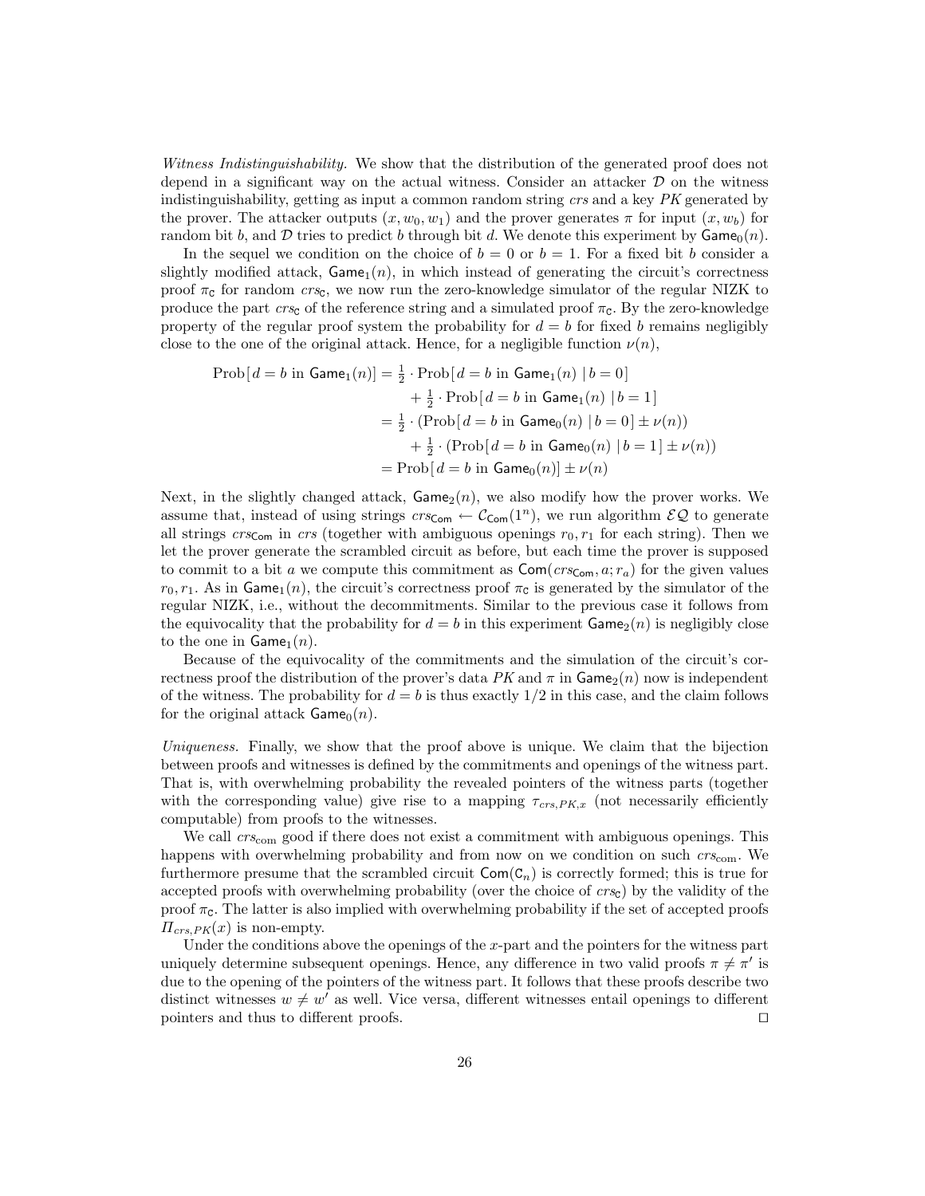*Witness Indistinguishability.* We show that the distribution of the generated proof does not depend in a significant way on the actual witness. Consider an attacker $\mathcal{D}$ on the witness indistinguishability, getting as input a common random string $crs$ and a key $PK$ generated by the prover. The attacker outputs $(x, w_0, w_1)$ and the prover generates $\pi$ for input $(x, w_b)$ for random bit $b$, and $\mathcal{D}$ tries to predict $b$ through bit $d$. We denote this experiment by $\mathsf{Game}_0(n)$.

In the sequel we condition on the choice of $b = 0$ or $b = 1$. For a fixed bit $b$ consider a slightly modified attack, $\mathsf{Game}_1(n)$, in which instead of generating the circuit's correctness proof $\pi_\mathsf{C}$ for random $crs_\mathsf{C}$, we now run the zero-knowledge simulator of the regular NIZK to produce the part $crs_\mathsf{C}$ of the reference string and a simulated proof $\pi_\mathsf{C}$. By the zero-knowledge property of the regular proof system the probability for $d = b$ for fixed $b$ remains negligibly close to the one of the original attack. Hence, for a negligible function $\nu(n)$,

$$
\begin{aligned}
\text{Prob}[\, d = b \text{ in } \mathsf{Game}_1(n)] &= \tfrac{1}{2} \cdot \text{Prob}[\, d = b \text{ in } \mathsf{Game}_1(n) \mid b = 0] \\
&\quad + \tfrac{1}{2} \cdot \text{Prob}[\, d = b \text{ in } \mathsf{Game}_1(n) \mid b = 1] \\
&= \tfrac{1}{2} \cdot (\text{Prob}[\, d = b \text{ in } \mathsf{Game}_0(n) \mid b = 0] \pm \nu(n)) \\
&\quad + \tfrac{1}{2} \cdot (\text{Prob}[\, d = b \text{ in } \mathsf{Game}_0(n) \mid b = 1] \pm \nu(n)) \\
&= \text{Prob}[\, d = b \text{ in } \mathsf{Game}_0(n)] \pm \nu(n)
\end{aligned}
$$

Next, in the slightly changed attack, $\mathsf{Game}_2(n)$, we also modify how the prover works. We assume that, instead of using strings $crs_\mathsf{Com} \leftarrow \mathcal{C}_\mathsf{Com}(1^n)$, we run algorithm $\mathcal{EQ}$ to generate all strings $crs_\mathsf{Com}$ in $crs$ (together with ambiguous openings $r_0, r_1$ for each string). Then we let the prover generate the scrambled circuit as before, but each time the prover is supposed to commit to a bit $a$ we compute this commitment as $\mathsf{Com}(crs_\mathsf{Com}, a; r_a)$ for the given values $r_0, r_1$. As in $\mathsf{Game}_1(n)$, the circuit's correctness proof $\pi_\mathsf{C}$ is generated by the simulator of the regular NIZK, i.e., without the decommitments. Similar to the previous case it follows from the equivocality that the probability for $d = b$ in this experiment $\mathsf{Game}_2(n)$ is negligibly close to the one in $\mathsf{Game}_1(n)$.

Because of the equivocality of the commitments and the simulation of the circuit's correctness proof the distribution of the prover's data $PK$ and $\pi$ in $\mathsf{Game}_2(n)$ now is independent of the witness. The probability for $d = b$ is thus exactly $1/2$ in this case, and the claim follows for the original attack $\mathsf{Game}_0(n)$.

*Uniqueness.* Finally, we show that the proof above is unique. We claim that the bijection between proofs and witnesses is defined by the commitments and openings of the witness part. That is, with overwhelming probability the revealed pointers of the witness parts (together with the corresponding value) give rise to a mapping $\tau_{crs,PK,x}$ (not necessarily efficiently computable) from proofs to the witnesses.

We call $crs_\text{com}$ good if there does not exist a commitment with ambiguous openings. This happens with overwhelming probability and from now on we condition on such $crs_\text{com}$. We furthermore presume that the scrambled circuit $\mathsf{Com}(\mathsf{C}_n)$ is correctly formed; this is true for accepted proofs with overwhelming probability (over the choice of $crs_\mathsf{C}$) by the validity of the proof $\pi_\mathsf{C}$. The latter is also implied with overwhelming probability if the set of accepted proofs $\Pi_{crs,PK}(x)$ is non-empty.

Under the conditions above the openings of the $x$-part and the pointers for the witness part uniquely determine subsequent openings. Hence, any difference in two valid proofs $\pi \neq \pi'$ is due to the opening of the pointers of the witness part. It follows that these proofs describe two distinct witnesses $w \neq w'$ as well. Vice versa, different witnesses entail openings to different pointers and thus to different proofs. $\square$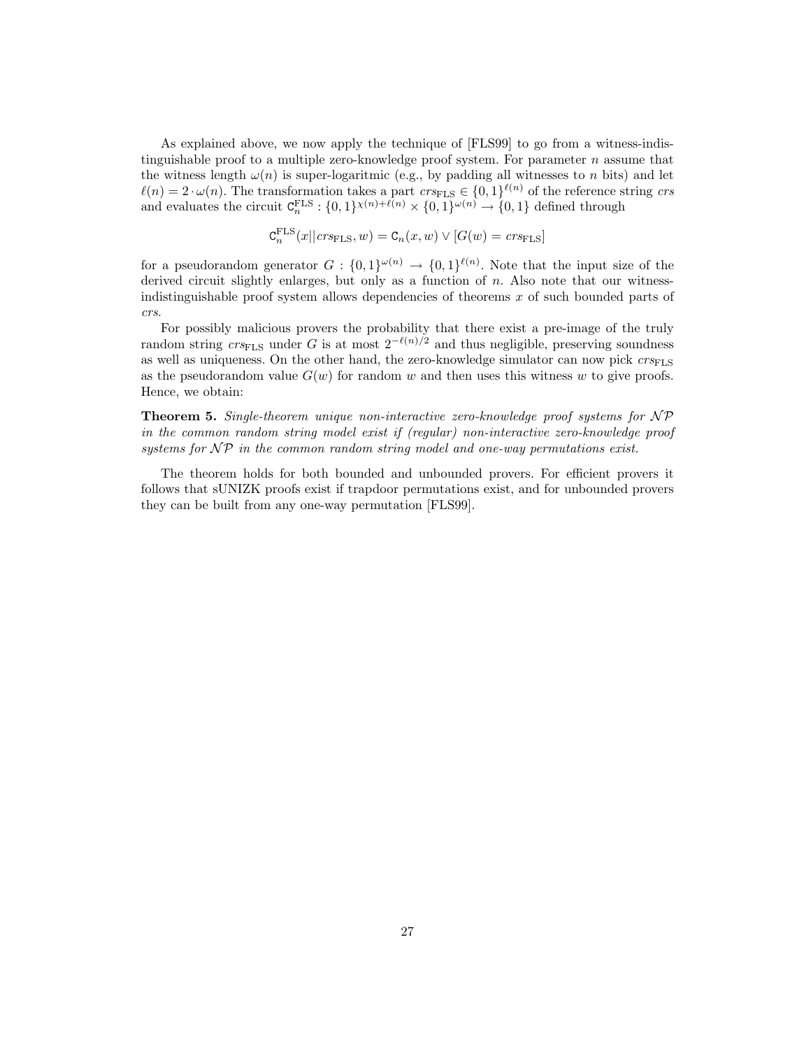As explained above, we now apply the technique of [FLS99] to go from a witness-indistinguishable proof to a multiple zero-knowledge proof system. For parameter $n$ assume that the witness length $\omega(n)$ is super-logaritmic (e.g., by padding all witnesses to $n$ bits) and let $\ell(n) = 2 \cdot \omega(n)$. The transformation takes a part $crs_{\text{FLS}} \in \{0,1\}^{\ell(n)}$ of the reference string $crs$ and evaluates the circuit $\mathtt{C}_n^{\text{FLS}} : \{0,1\}^{\chi(n)+\ell(n)} \times \{0,1\}^{\omega(n)} \to \{0,1\}$ defined through

$$\mathtt{C}_n^{\text{FLS}}(x||crs_{\text{FLS}}, w) = \mathtt{C}_n(x, w) \vee [G(w) = crs_{\text{FLS}}]$$

for a pseudorandom generator $G : \{0,1\}^{\omega(n)} \to \{0,1\}^{\ell(n)}$. Note that the input size of the derived circuit slightly enlarges, but only as a function of $n$. Also note that our witness-indistinguishable proof system allows dependencies of theorems $x$ of such bounded parts of $crs$.

For possibly malicious provers the probability that there exist a pre-image of the truly random string $crs_{\text{FLS}}$ under $G$ is at most $2^{-\ell(n)/2}$ and thus negligible, preserving soundness as well as uniqueness. On the other hand, the zero-knowledge simulator can now pick $crs_{\text{FLS}}$ as the pseudorandom value $G(w)$ for random $w$ and then uses this witness $w$ to give proofs. Hence, we obtain:

**Theorem 5.** *Single-theorem unique non-interactive zero-knowledge proof systems for $\mathcal{NP}$ in the common random string model exist if (regular) non-interactive zero-knowledge proof systems for $\mathcal{NP}$ in the common random string model and one-way permutations exist.*

The theorem holds for both bounded and unbounded provers. For efficient provers it follows that sUNIZK proofs exist if trapdoor permutations exist, and for unbounded provers they can be built from any one-way permutation [FLS99].